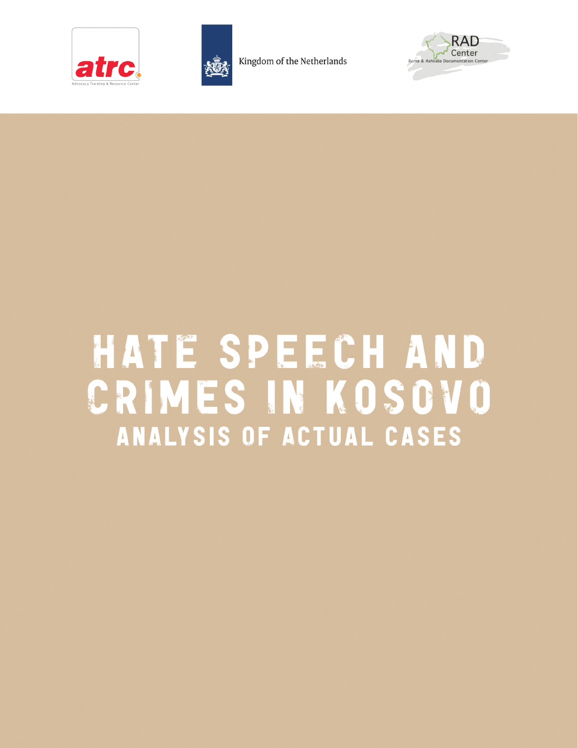atrc
Advocacy Training & Resource Center

Kingdom of the Netherlands

RAD Center
Roma & Ashkalia Documentation Center

# HATE SPEECH AND CRIMES IN KOSOVO

## ANALYSIS OF ACTUAL CASES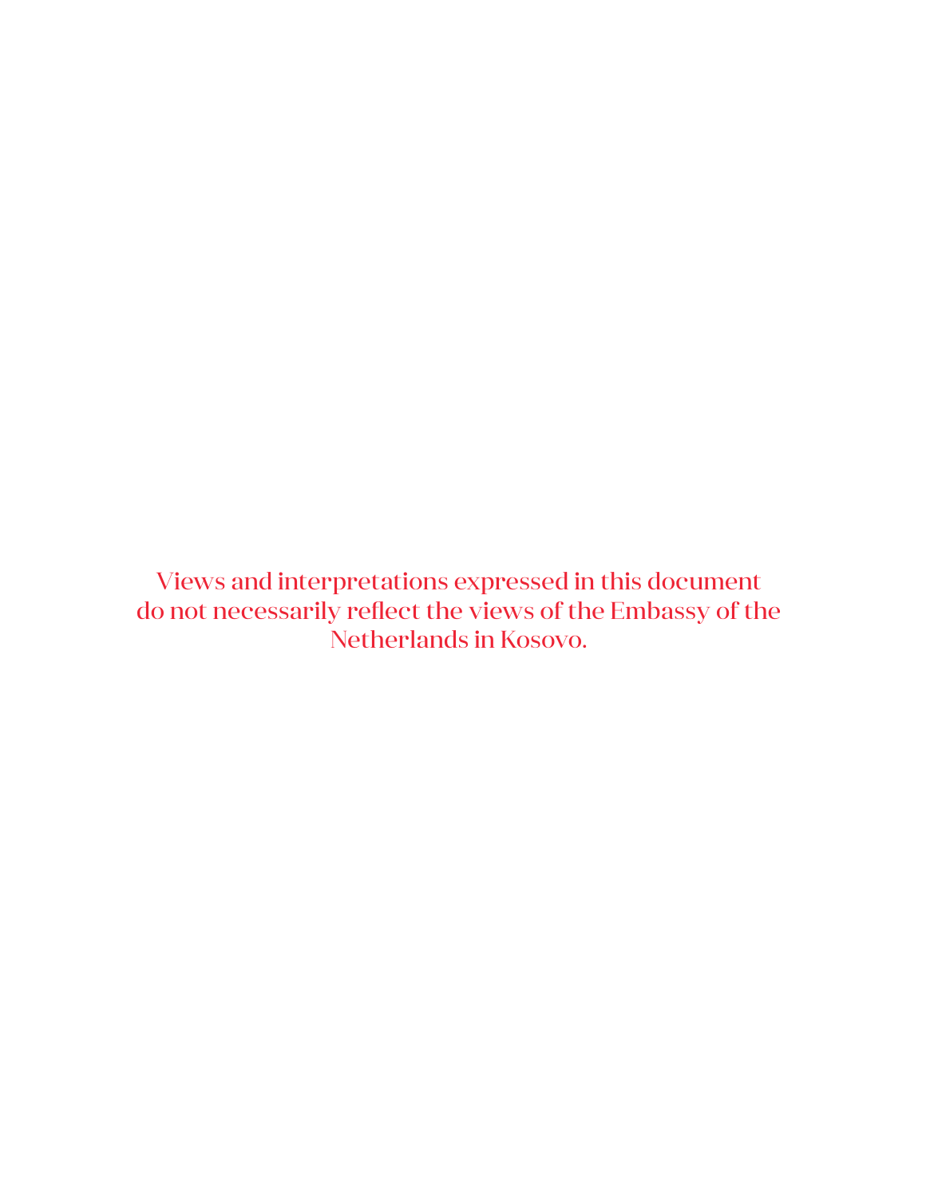Views and interpretations expressed in this document do not necessarily reflect the views of the Embassy of the Netherlands in Kosovo.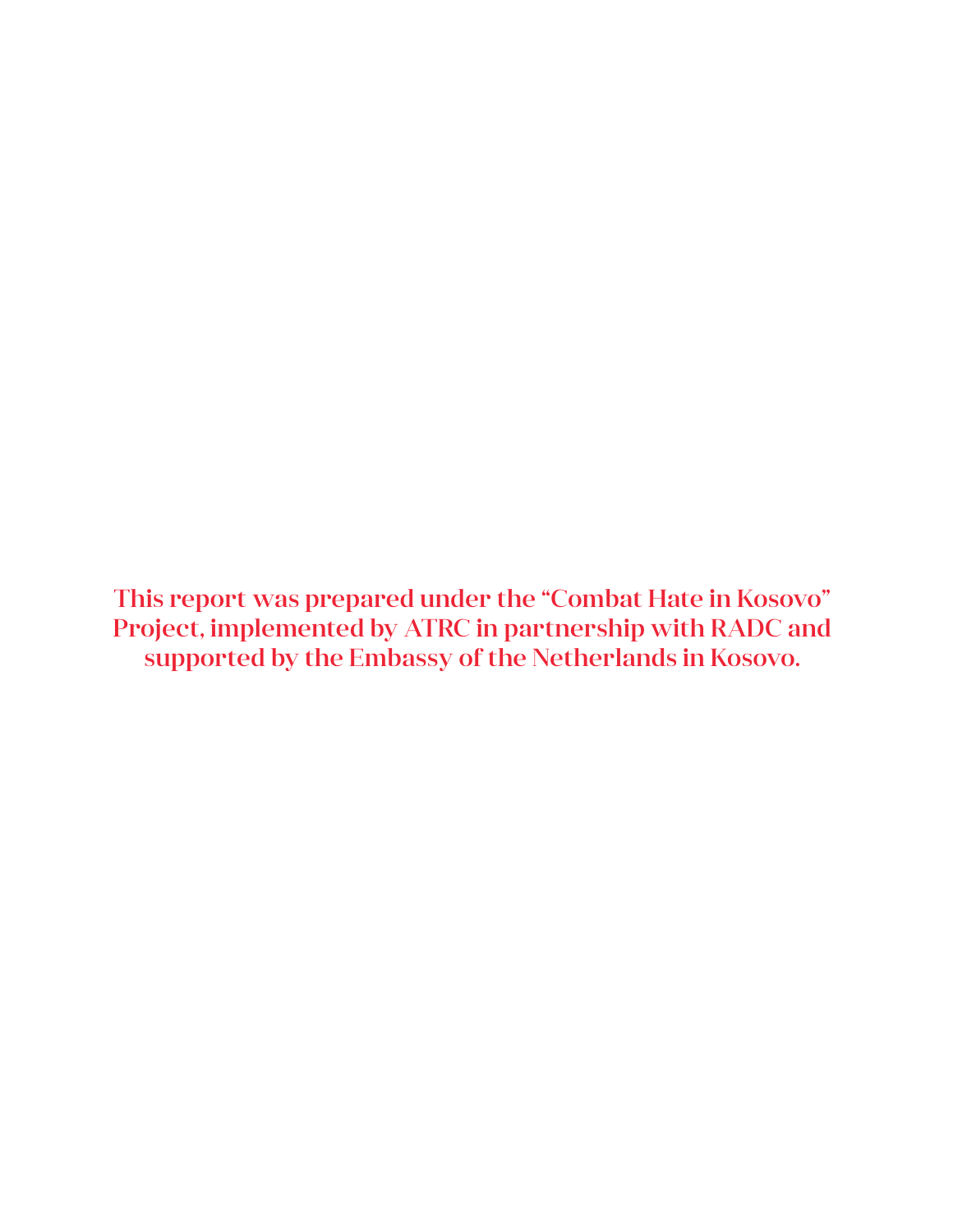This report was prepared under the "Combat Hate in Kosovo" Project, implemented by ATRC in partnership with RADC and supported by the Embassy of the Netherlands in Kosovo.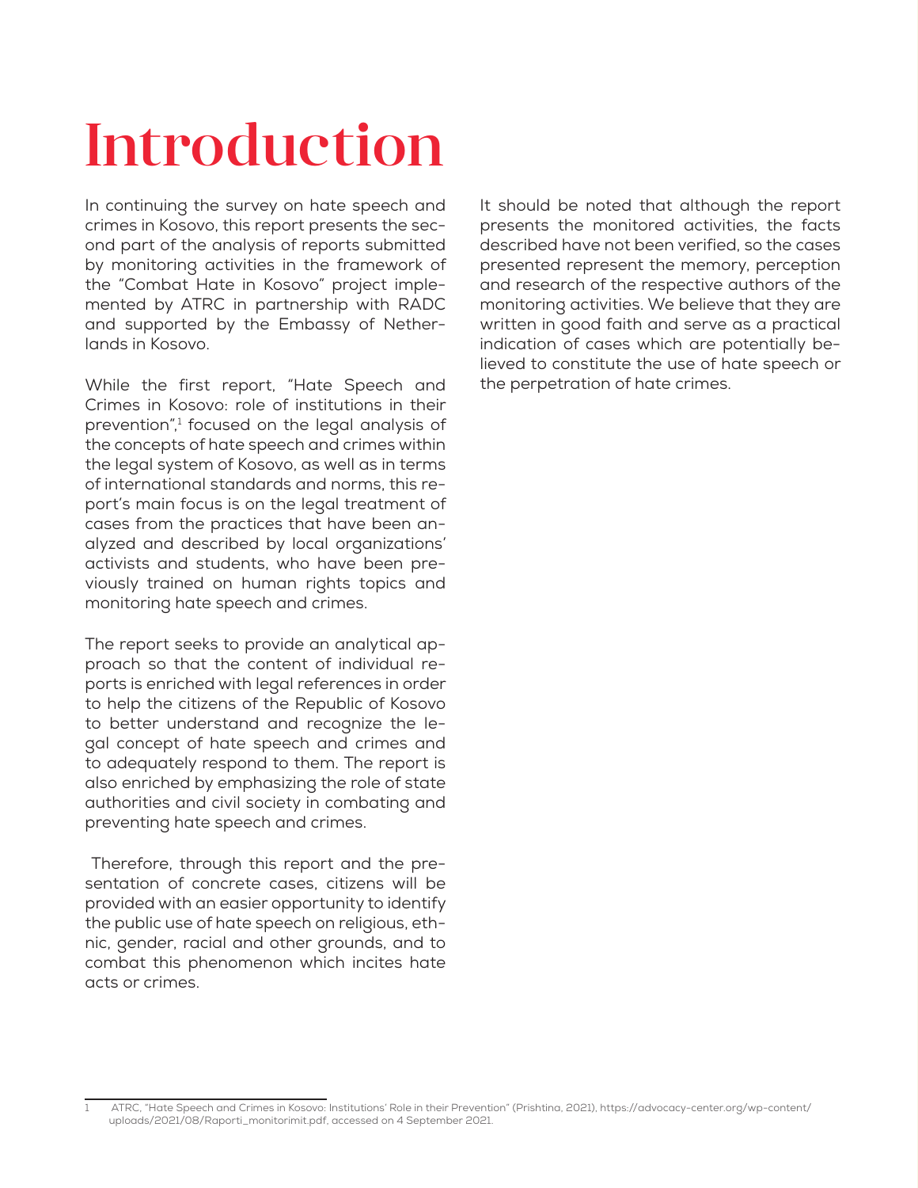# Introduction

In continuing the survey on hate speech and crimes in Kosovo, this report presents the second part of the analysis of reports submitted by monitoring activities in the framework of the "Combat Hate in Kosovo" project implemented by ATRC in partnership with RADC and supported by the Embassy of Netherlands in Kosovo.

While the first report, "Hate Speech and Crimes in Kosovo: role of institutions in their prevention",[1] focused on the legal analysis of the concepts of hate speech and crimes within the legal system of Kosovo, as well as in terms of international standards and norms, this report's main focus is on the legal treatment of cases from the practices that have been analyzed and described by local organizations' activists and students, who have been previously trained on human rights topics and monitoring hate speech and crimes.

The report seeks to provide an analytical approach so that the content of individual reports is enriched with legal references in order to help the citizens of the Republic of Kosovo to better understand and recognize the legal concept of hate speech and crimes and to adequately respond to them. The report is also enriched by emphasizing the role of state authorities and civil society in combating and preventing hate speech and crimes.

Therefore, through this report and the presentation of concrete cases, citizens will be provided with an easier opportunity to identify the public use of hate speech on religious, ethnic, gender, racial and other grounds, and to combat this phenomenon which incites hate acts or crimes.

It should be noted that although the report presents the monitored activities, the facts described have not been verified, so the cases presented represent the memory, perception and research of the respective authors of the monitoring activities. We believe that they are written in good faith and serve as a practical indication of cases which are potentially believed to constitute the use of hate speech or the perpetration of hate crimes.

---

1 ATRC, "Hate Speech and Crimes in Kosovo: Institutions' Role in their Prevention" (Prishtina, 2021), https://advocacy-center.org/wp-content/uploads/2021/08/Raporti_monitorimit.pdf, accessed on 4 September 2021.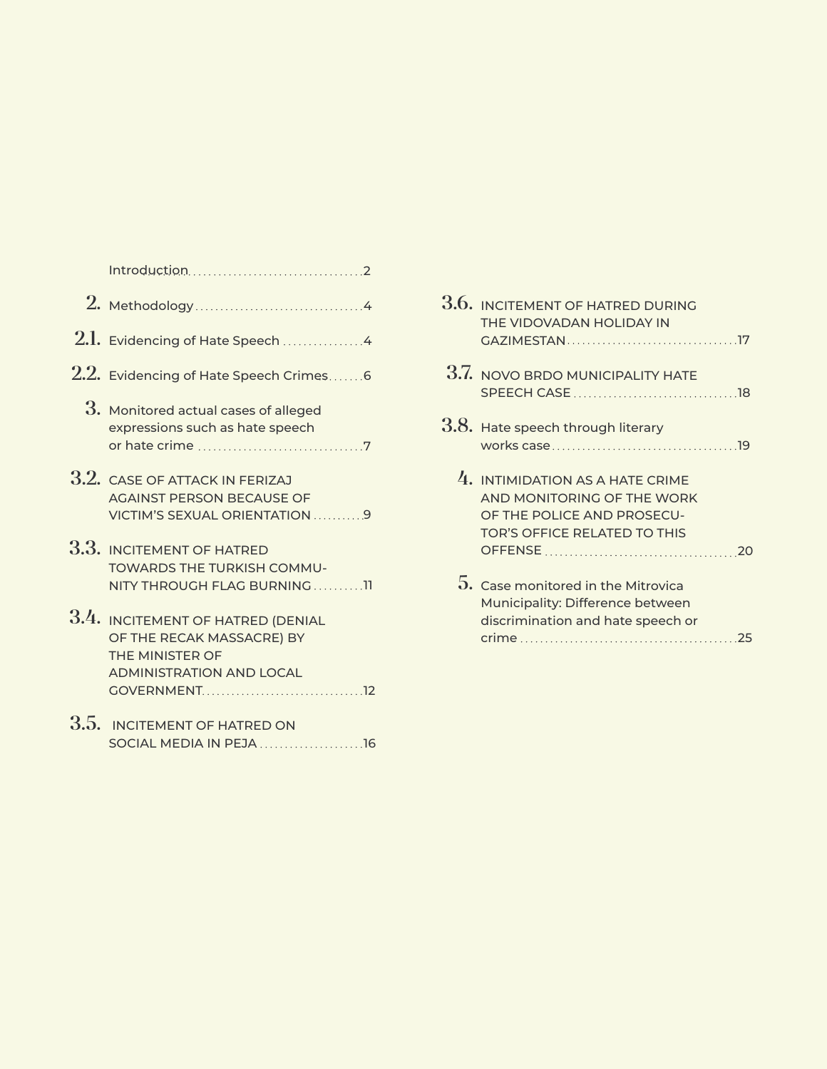Introduction ........ 2

2. Methodology ........ 4

2.1. Evidencing of Hate Speech ........ 4

2.2. Evidencing of Hate Speech Crimes ........ 6

3. Monitored actual cases of alleged expressions such as hate speech or hate crime ........ 7

3.2. CASE OF ATTACK IN FERIZAJ AGAINST PERSON BECAUSE OF VICTIM'S SEXUAL ORIENTATION ........ 9

3.3. INCITEMENT OF HATRED TOWARDS THE TURKISH COMMUNITY THROUGH FLAG BURNING ........ 11

3.4. INCITEMENT OF HATRED (DENIAL OF THE RECAK MASSACRE) BY THE MINISTER OF ADMINISTRATION AND LOCAL GOVERNMENT ........ 12

3.5. INCITEMENT OF HATRED ON SOCIAL MEDIA IN PEJA ........ 16

3.6. INCITEMENT OF HATRED DURING THE VIDOVADAN HOLIDAY IN GAZIMESTAN ........ 17

3.7. NOVO BRDO MUNICIPALITY HATE SPEECH CASE ........ 18

3.8. Hate speech through literary works case ........ 19

4. INTIMIDATION AS A HATE CRIME AND MONITORING OF THE WORK OF THE POLICE AND PROSECUTOR'S OFFICE RELATED TO THIS OFFENSE ........ 20

5. Case monitored in the Mitrovica Municipality: Difference between discrimination and hate speech or crime ........ 25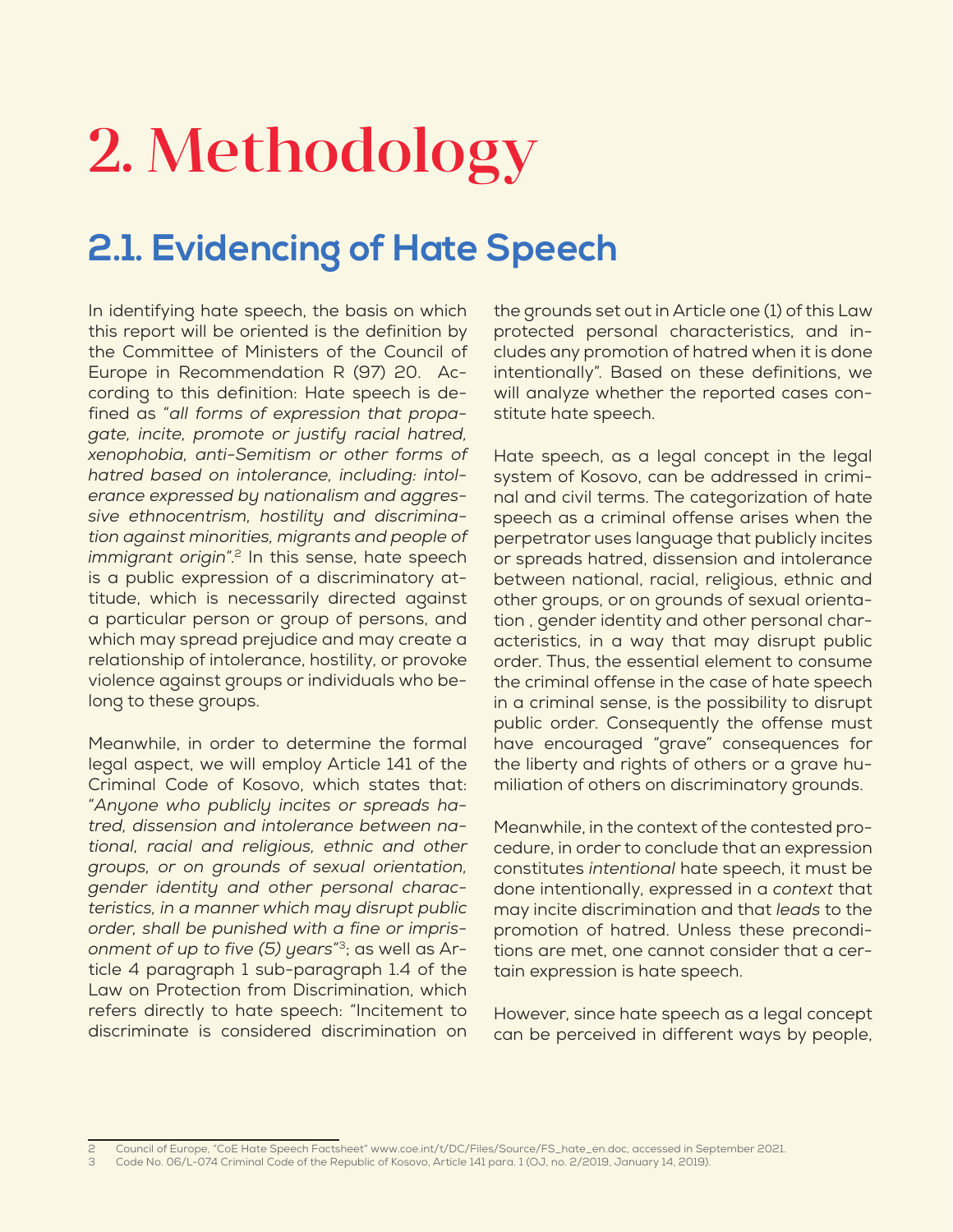# 2. Methodology

## 2.1. Evidencing of Hate Speech

In identifying hate speech, the basis on which this report will be oriented is the definition by the Committee of Ministers of the Council of Europe in Recommendation R (97) 20. According to this definition: Hate speech is defined as "*all forms of expression that propagate, incite, promote or justify racial hatred, xenophobia, anti-Semitism or other forms of hatred based on intolerance, including: intolerance expressed by nationalism and aggressive ethnocentrism, hostility and discrimination against minorities, migrants and people of immigrant origin*".[2] In this sense, hate speech is a public expression of a discriminatory attitude, which is necessarily directed against a particular person or group of persons, and which may spread prejudice and may create a relationship of intolerance, hostility, or provoke violence against groups or individuals who belong to these groups.

Meanwhile, in order to determine the formal legal aspect, we will employ Article 141 of the Criminal Code of Kosovo, which states that: "*Anyone who publicly incites or spreads hatred, dissension and intolerance between national, racial and religious, ethnic and other groups, or on grounds of sexual orientation, gender identity and other personal characteristics, in a manner which may disrupt public order, shall be punished with a fine or imprisonment of up to five (5) years*"[3]; as well as Article 4 paragraph 1 sub-paragraph 1.4 of the Law on Protection from Discrimination, which refers directly to hate speech: "Incitement to discriminate is considered discrimination on the grounds set out in Article one (1) of this Law protected personal characteristics, and includes any promotion of hatred when it is done intentionally". Based on these definitions, we will analyze whether the reported cases constitute hate speech.

Hate speech, as a legal concept in the legal system of Kosovo, can be addressed in criminal and civil terms. The categorization of hate speech as a criminal offense arises when the perpetrator uses language that publicly incites or spreads hatred, dissension and intolerance between national, racial, religious, ethnic and other groups, or on grounds of sexual orientation , gender identity and other personal characteristics, in a way that may disrupt public order. Thus, the essential element to consume the criminal offense in the case of hate speech in a criminal sense, is the possibility to disrupt public order. Consequently the offense must have encouraged "grave" consequences for the liberty and rights of others or a grave humiliation of others on discriminatory grounds.

Meanwhile, in the context of the contested procedure, in order to conclude that an expression constitutes *intentional* hate speech, it must be done intentionally, expressed in a *context* that may incite discrimination and that *leads* to the promotion of hatred. Unless these preconditions are met, one cannot consider that a certain expression is hate speech.

However, since hate speech as a legal concept can be perceived in different ways by people,

---

2 Council of Europe, "CoE Hate Speech Factsheet" www.coe.int/t/DC/Files/Source/FS_hate_en.doc, accessed in September 2021.

3 Code No. 06/L-074 Criminal Code of the Republic of Kosovo, Article 141 para. 1 (OJ, no. 2/2019, January 14, 2019).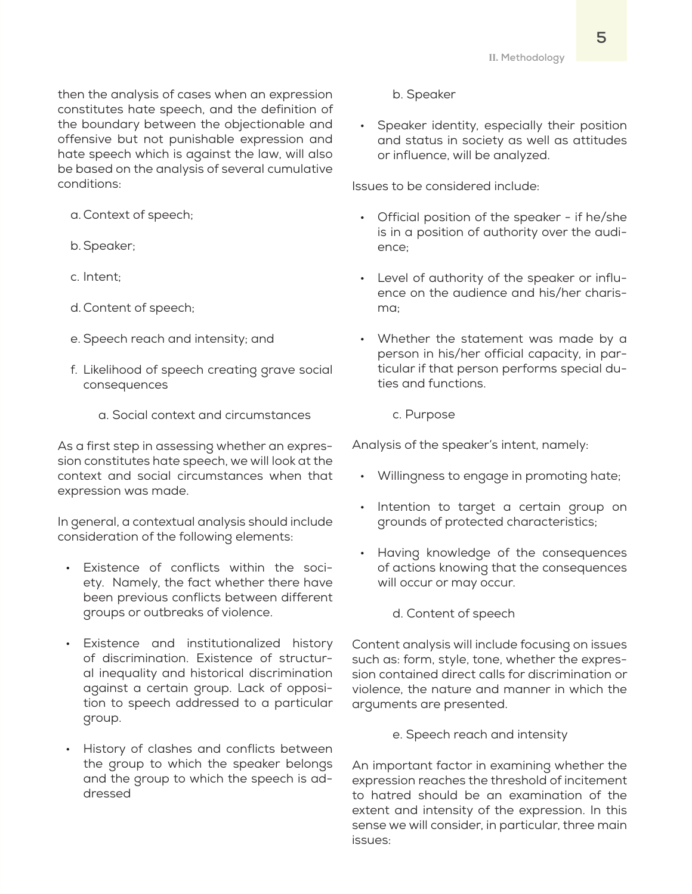then the analysis of cases when an expression constitutes hate speech, and the definition of the boundary between the objectionable and offensive but not punishable expression and hate speech which is against the law, will also be based on the analysis of several cumulative conditions:

a. Context of speech;

b. Speaker;

c. Intent;

d. Content of speech;

e. Speech reach and intensity; and

f. Likelihood of speech creating grave social consequences

### a. Social context and circumstances

As a first step in assessing whether an expression constitutes hate speech, we will look at the context and social circumstances when that expression was made.

In general, a contextual analysis should include consideration of the following elements:

- Existence of conflicts within the society. Namely, the fact whether there have been previous conflicts between different groups or outbreaks of violence.
- Existence and institutionalized history of discrimination. Existence of structural inequality and historical discrimination against a certain group. Lack of opposition to speech addressed to a particular group.
- History of clashes and conflicts between the group to which the speaker belongs and the group to which the speech is addressed

### b. Speaker

- Speaker identity, especially their position and status in society as well as attitudes or influence, will be analyzed.

Issues to be considered include:

- Official position of the speaker - if he/she is in a position of authority over the audience;
- Level of authority of the speaker or influence on the audience and his/her charisma;
- Whether the statement was made by a person in his/her official capacity, in particular if that person performs special duties and functions.

### c. Purpose

Analysis of the speaker's intent, namely:

- Willingness to engage in promoting hate;
- Intention to target a certain group on grounds of protected characteristics;
- Having knowledge of the consequences of actions knowing that the consequences will occur or may occur.

### d. Content of speech

Content analysis will include focusing on issues such as: form, style, tone, whether the expression contained direct calls for discrimination or violence, the nature and manner in which the arguments are presented.

### e. Speech reach and intensity

An important factor in examining whether the expression reaches the threshold of incitement to hatred should be an examination of the extent and intensity of the expression. In this sense we will consider, in particular, three main issues: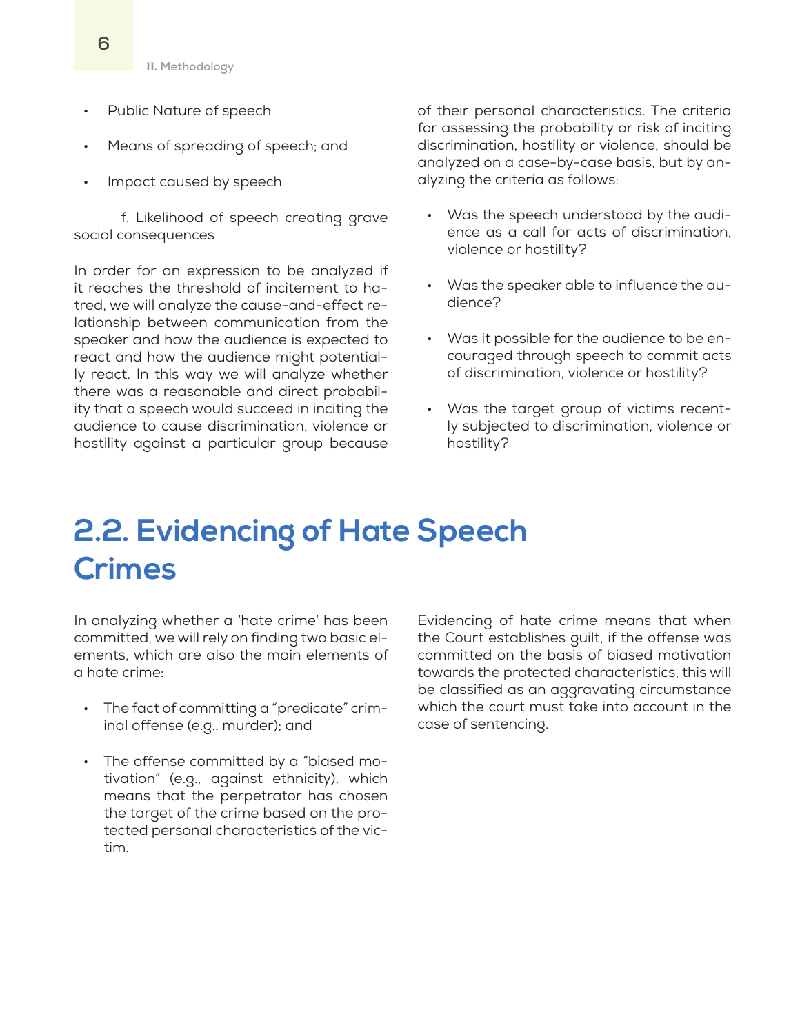- Public Nature of speech
- Means of spreading of speech; and
- Impact caused by speech

f. Likelihood of speech creating grave social consequences

In order for an expression to be analyzed if it reaches the threshold of incitement to hatred, we will analyze the cause-and-effect relationship between communication from the speaker and how the audience is expected to react and how the audience might potentially react. In this way we will analyze whether there was a reasonable and direct probability that a speech would succeed in inciting the audience to cause discrimination, violence or hostility against a particular group because of their personal characteristics. The criteria for assessing the probability or risk of inciting discrimination, hostility or violence, should be analyzed on a case-by-case basis, but by analyzing the criteria as follows:

- Was the speech understood by the audience as a call for acts of discrimination, violence or hostility?
- Was the speaker able to influence the audience?
- Was it possible for the audience to be encouraged through speech to commit acts of discrimination, violence or hostility?
- Was the target group of victims recently subjected to discrimination, violence or hostility?

# 2.2. Evidencing of Hate Speech Crimes

In analyzing whether a 'hate crime' has been committed, we will rely on finding two basic elements, which are also the main elements of a hate crime:

- The fact of committing a "predicate" criminal offense (e.g., murder); and
- The offense committed by a "biased motivation" (e.g., against ethnicity), which means that the perpetrator has chosen the target of the crime based on the protected personal characteristics of the victim.

Evidencing of hate crime means that when the Court establishes guilt, if the offense was committed on the basis of biased motivation towards the protected characteristics, this will be classified as an aggravating circumstance which the court must take into account in the case of sentencing.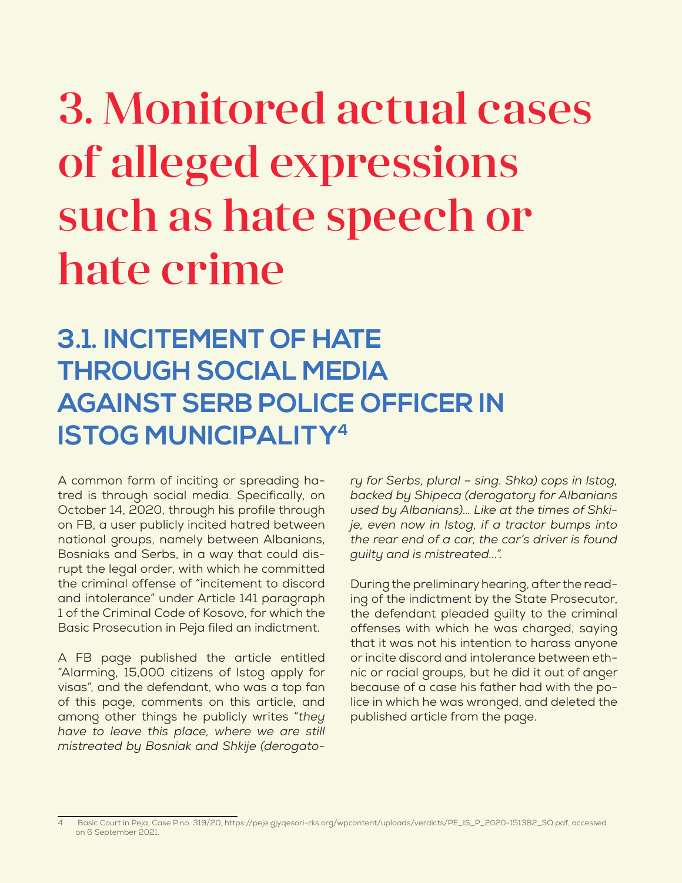# 3. Monitored actual cases of alleged expressions such as hate speech or hate crime

## 3.1. INCITEMENT OF HATE THROUGH SOCIAL MEDIA AGAINST SERB POLICE OFFICER IN ISTOG MUNICIPALITY[4]

A common form of inciting or spreading hatred is through social media. Specifically, on October 14, 2020, through his profile through on FB, a user publicly incited hatred between national groups, namely between Albanians, Bosniaks and Serbs, in a way that could disrupt the legal order, with which he committed the criminal offense of "incitement to discord and intolerance" under Article 141 paragraph 1 of the Criminal Code of Kosovo, for which the Basic Prosecution in Peja filed an indictment.

A FB page published the article entitled "Alarming, 15,000 citizens of Istog apply for visas", and the defendant, who was a top fan of this page, comments on this article, and among other things he publicly writes "*they have to leave this place, where we are still mistreated by Bosniak and Shkije (derogatory for Serbs, plural – sing. Shka) cops in Istog, backed by Shipeca (derogatory for Albanians used by Albanians)... Like at the times of Shkije, even now in Istog, if a tractor bumps into the rear end of a car, the car's driver is found guilty and is mistreated...*".

During the preliminary hearing, after the reading of the indictment by the State Prosecutor, the defendant pleaded guilty to the criminal offenses with which he was charged, saying that it was not his intention to harass anyone or incite discord and intolerance between ethnic or racial groups, but he did it out of anger because of a case his father had with the police in which he was wronged, and deleted the published article from the page.

---

4 Basic Court in Peja, Case P.no. 319/20, https://peje.gjyqesori-rks.org/wpcontent/uploads/verdicts/PE_IS_P_2020-151382_SQ.pdf, accessed on 6 September 2021.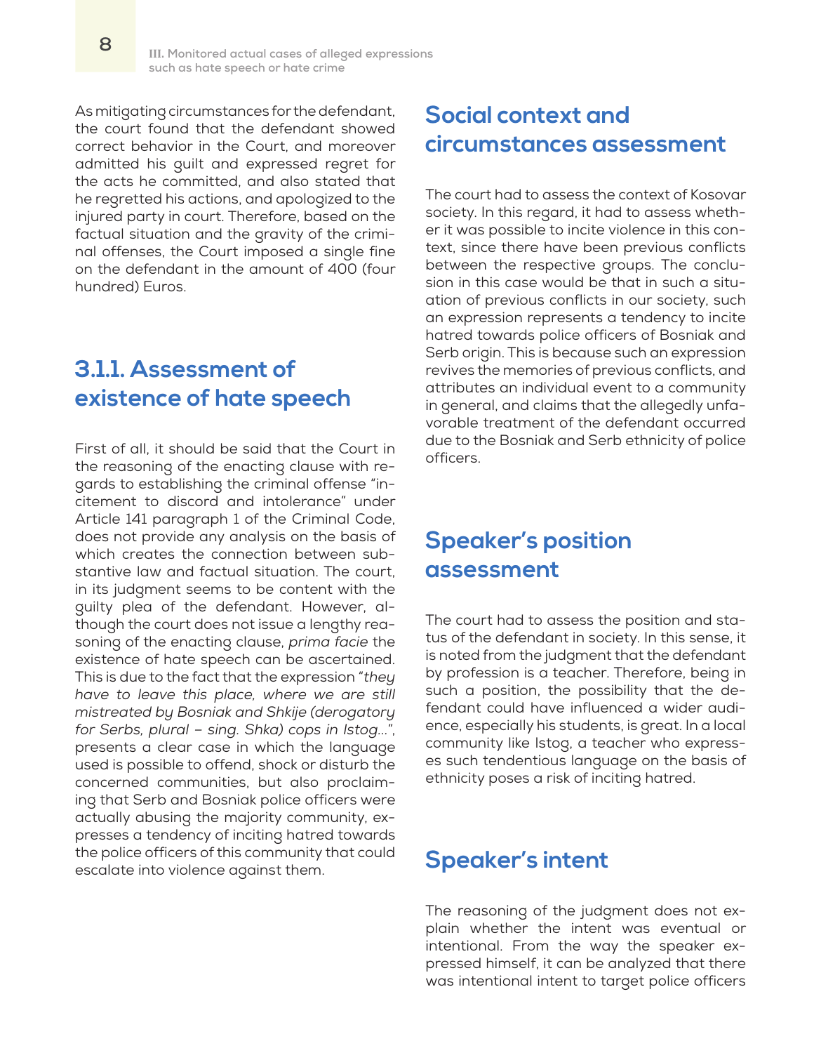As mitigating circumstances for the defendant, the court found that the defendant showed correct behavior in the Court, and moreover admitted his guilt and expressed regret for the acts he committed, and also stated that he regretted his actions, and apologized to the injured party in court. Therefore, based on the factual situation and the gravity of the criminal offenses, the Court imposed a single fine on the defendant in the amount of 400 (four hundred) Euros.

### 3.1.1. Assessment of existence of hate speech

First of all, it should be said that the Court in the reasoning of the enacting clause with regards to establishing the criminal offense "incitement to discord and intolerance" under Article 141 paragraph 1 of the Criminal Code, does not provide any analysis on the basis of which creates the connection between substantive law and factual situation. The court, in its judgment seems to be content with the guilty plea of the defendant. However, although the court does not issue a lengthy reasoning of the enacting clause, *prima facie* the existence of hate speech can be ascertained. This is due to the fact that the expression "*they have to leave this place, where we are still mistreated by Bosniak and Shkije (derogatory for Serbs, plural – sing. Shka) cops in Istog...*", presents a clear case in which the language used is possible to offend, shock or disturb the concerned communities, but also proclaiming that Serb and Bosniak police officers were actually abusing the majority community, expresses a tendency of inciting hatred towards the police officers of this community that could escalate into violence against them.

### Social context and circumstances assessment

The court had to assess the context of Kosovar society. In this regard, it had to assess whether it was possible to incite violence in this context, since there have been previous conflicts between the respective groups. The conclusion in this case would be that in such a situation of previous conflicts in our society, such an expression represents a tendency to incite hatred towards police officers of Bosniak and Serb origin. This is because such an expression revives the memories of previous conflicts, and attributes an individual event to a community in general, and claims that the allegedly unfavorable treatment of the defendant occurred due to the Bosniak and Serb ethnicity of police officers.

### Speaker's position assessment

The court had to assess the position and status of the defendant in society. In this sense, it is noted from the judgment that the defendant by profession is a teacher. Therefore, being in such a position, the possibility that the defendant could have influenced a wider audience, especially his students, is great. In a local community like Istog, a teacher who expresses such tendentious language on the basis of ethnicity poses a risk of inciting hatred.

### Speaker's intent

The reasoning of the judgment does not explain whether the intent was eventual or intentional. From the way the speaker expressed himself, it can be analyzed that there was intentional intent to target police officers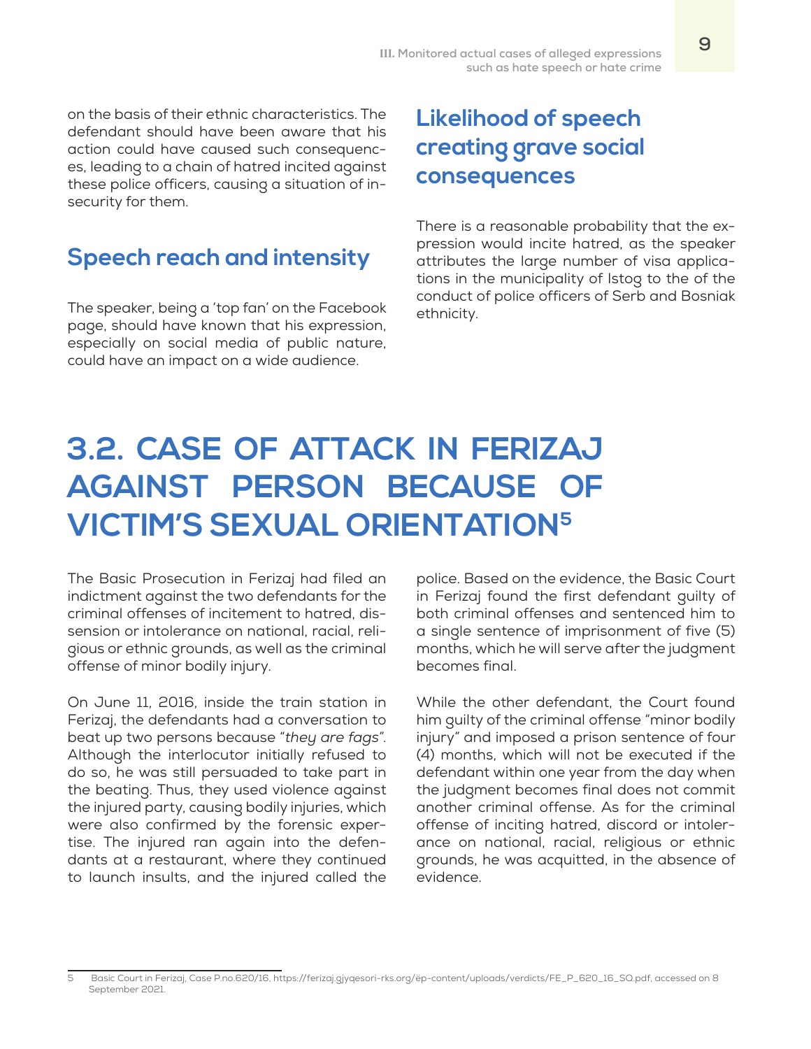on the basis of their ethnic characteristics. The defendant should have been aware that his action could have caused such consequences, leading to a chain of hatred incited against these police officers, causing a situation of insecurity for them.

### Speech reach and intensity

The speaker, being a 'top fan' on the Facebook page, should have known that his expression, especially on social media of public nature, could have an impact on a wide audience.

### Likelihood of speech creating grave social consequences

There is a reasonable probability that the expression would incite hatred, as the speaker attributes the large number of visa applications in the municipality of Istog to the of the conduct of police officers of Serb and Bosniak ethnicity.

## 3.2. CASE OF ATTACK IN FERIZAJ AGAINST PERSON BECAUSE OF VICTIM'S SEXUAL ORIENTATION[5]

The Basic Prosecution in Ferizaj had filed an indictment against the two defendants for the criminal offenses of incitement to hatred, dissension or intolerance on national, racial, religious or ethnic grounds, as well as the criminal offense of minor bodily injury.

On June 11, 2016, inside the train station in Ferizaj, the defendants had a conversation to beat up two persons because "*they are fags*". Although the interlocutor initially refused to do so, he was still persuaded to take part in the beating. Thus, they used violence against the injured party, causing bodily injuries, which were also confirmed by the forensic expertise. The injured ran again into the defendants at a restaurant, where they continued to launch insults, and the injured called the police. Based on the evidence, the Basic Court in Ferizaj found the first defendant guilty of both criminal offenses and sentenced him to a single sentence of imprisonment of five (5) months, which he will serve after the judgment becomes final.

While the other defendant, the Court found him guilty of the criminal offense "minor bodily injury" and imposed a prison sentence of four (4) months, which will not be executed if the defendant within one year from the day when the judgment becomes final does not commit another criminal offense. As for the criminal offense of inciting hatred, discord or intolerance on national, racial, religious or ethnic grounds, he was acquitted, in the absence of evidence.

---

5 Basic Court in Ferizaj, Case P.no.620/16, https://ferizaj.gjyqesori-rks.org/ëp-content/uploads/verdicts/FE_P_620_16_SQ.pdf, accessed on 8 September 2021.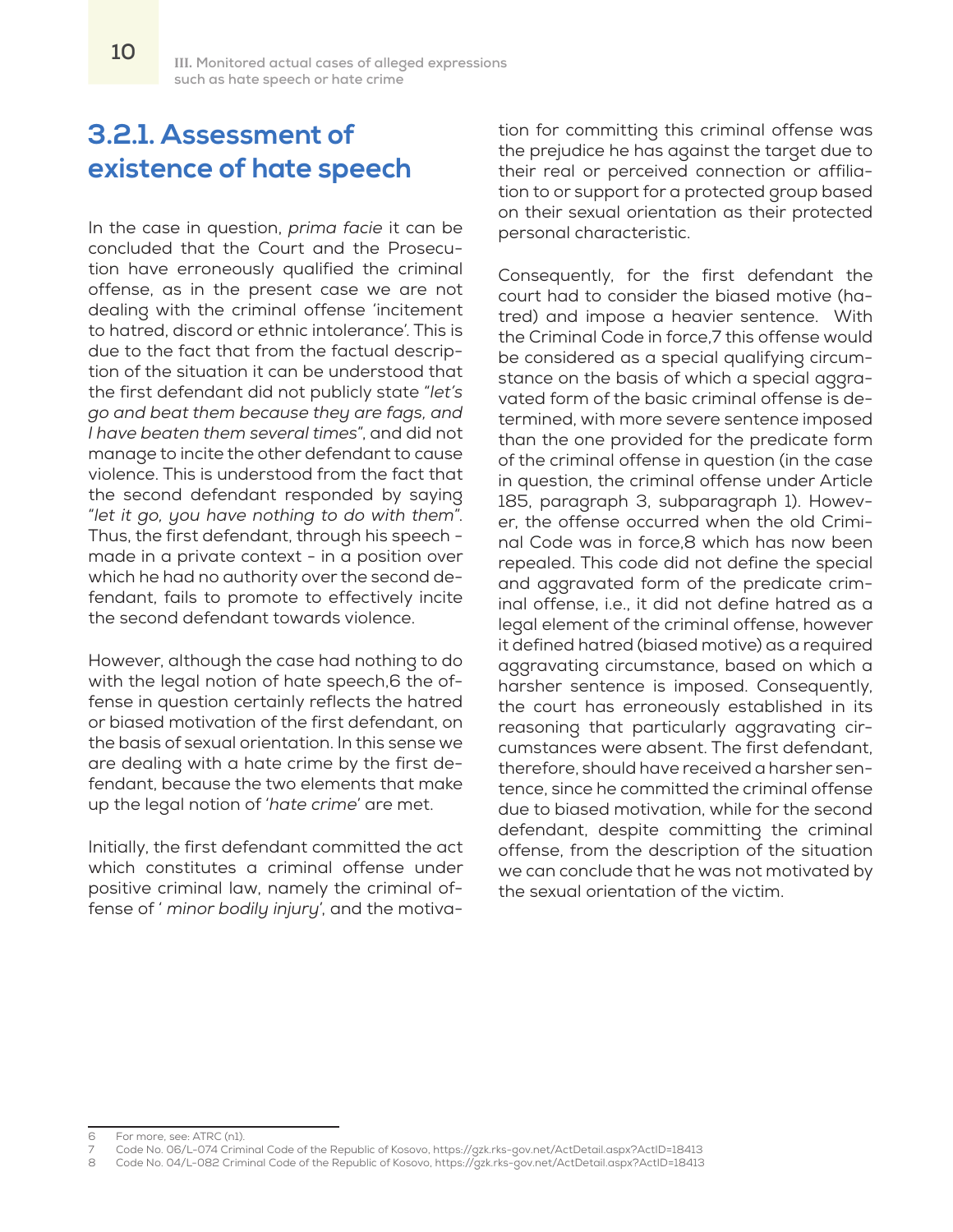### 3.2.1. Assessment of existence of hate speech

In the case in question, *prima facie* it can be concluded that the Court and the Prosecution have erroneously qualified the criminal offense, as in the present case we are not dealing with the criminal offense 'incitement to hatred, discord or ethnic intolerance'. This is due to the fact that from the factual description of the situation it can be understood that the first defendant did not publicly state "*let's go and beat them because they are fags, and I have beaten them several times*", and did not manage to incite the other defendant to cause violence. This is understood from the fact that the second defendant responded by saying "*let it go, you have nothing to do with them*". Thus, the first defendant, through his speech - made in a private context - in a position over which he had no authority over the second defendant, fails to promote to effectively incite the second defendant towards violence.

However, although the case had nothing to do with the legal notion of hate speech,[6] the offense in question certainly reflects the hatred or biased motivation of the first defendant, on the basis of sexual orientation. In this sense we are dealing with a hate crime by the first defendant, because the two elements that make up the legal notion of '*hate crime*' are met.

Initially, the first defendant committed the act which constitutes a criminal offense under positive criminal law, namely the criminal offense of ' *minor bodily injury*', and the motivation for committing this criminal offense was the prejudice he has against the target due to their real or perceived connection or affiliation to or support for a protected group based on their sexual orientation as their protected personal characteristic.

Consequently, for the first defendant the court had to consider the biased motive (hatred) and impose a heavier sentence. With the Criminal Code in force,[7] this offense would be considered as a special qualifying circumstance on the basis of which a special aggravated form of the basic criminal offense is determined, with more severe sentence imposed than the one provided for the predicate form of the criminal offense in question (in the case in question, the criminal offense under Article 185, paragraph 3, subparagraph 1). However, the offense occurred when the old Criminal Code was in force,[8] which has now been repealed. This code did not define the special and aggravated form of the predicate criminal offense, i.e., it did not define hatred as a legal element of the criminal offense, however it defined hatred (biased motive) as a required aggravating circumstance, based on which a harsher sentence is imposed. Consequently, the court has erroneously established in its reasoning that particularly aggravating circumstances were absent. The first defendant, therefore, should have received a harsher sentence, since he committed the criminal offense due to biased motivation, while for the second defendant, despite committing the criminal offense, from the description of the situation we can conclude that he was not motivated by the sexual orientation of the victim.

---

6 For more, see: ATRC (n1).
7 Code No. 06/L-074 Criminal Code of the Republic of Kosovo, https://gzk.rks-gov.net/ActDetail.aspx?ActID=18413
8 Code No. 04/L-082 Criminal Code of the Republic of Kosovo, https://gzk.rks-gov.net/ActDetail.aspx?ActID=18413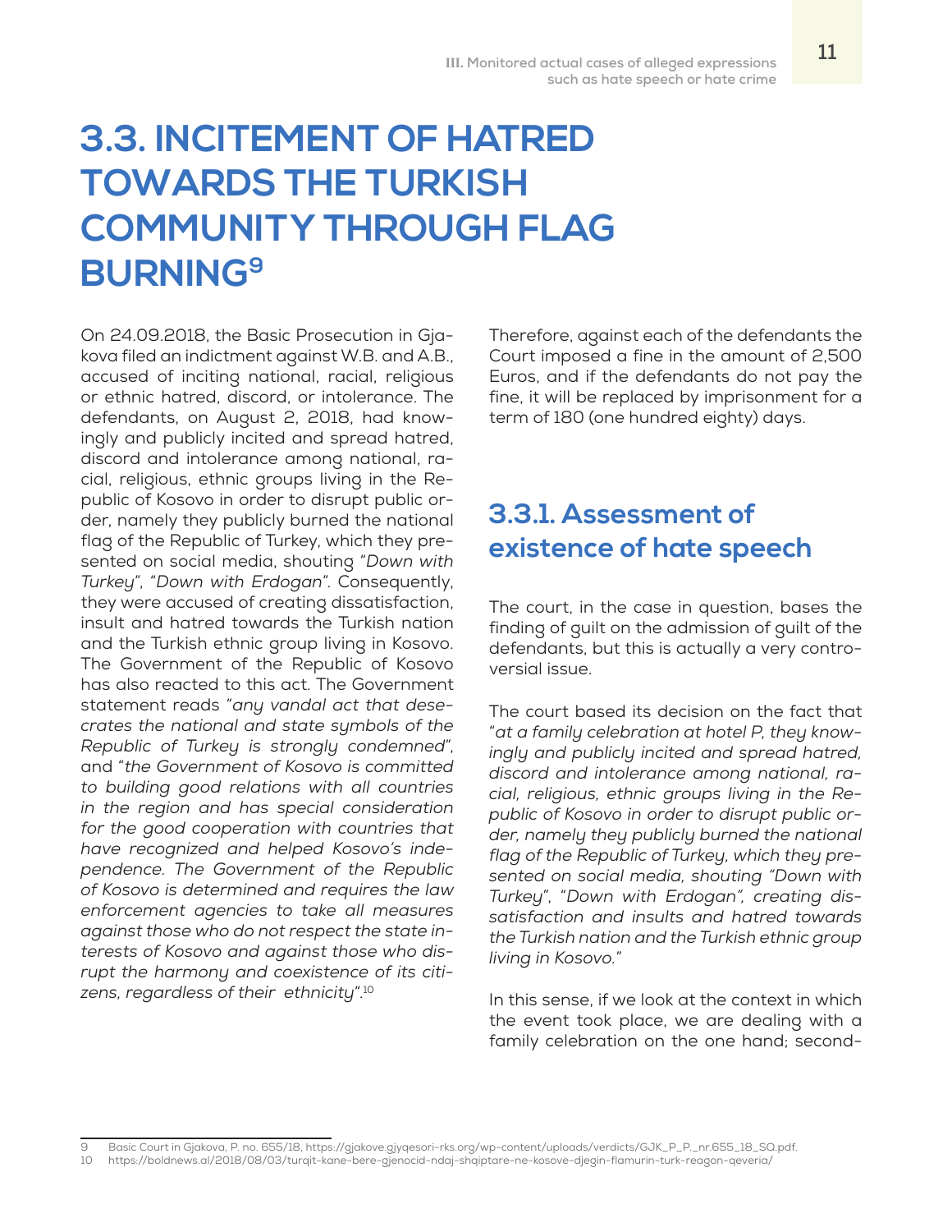# 3.3. INCITEMENT OF HATRED TOWARDS THE TURKISH COMMUNITY THROUGH FLAG BURNING[9]

On 24.09.2018, the Basic Prosecution in Gjakova filed an indictment against W.B. and A.B., accused of inciting national, racial, religious or ethnic hatred, discord, or intolerance. The defendants, on August 2, 2018, had knowingly and publicly incited and spread hatred, discord and intolerance among national, racial, religious, ethnic groups living in the Republic of Kosovo in order to disrupt public order, namely they publicly burned the national flag of the Republic of Turkey, which they presented on social media, shouting "*Down with Turkey*", "*Down with Erdogan*". Consequently, they were accused of creating dissatisfaction, insult and hatred towards the Turkish nation and the Turkish ethnic group living in Kosovo. The Government of the Republic of Kosovo has also reacted to this act. The Government statement reads "*any vandal act that desecrates the national and state symbols of the Republic of Turkey is strongly condemned*", and "*the Government of Kosovo is committed to building good relations with all countries in the region and has special consideration for the good cooperation with countries that have recognized and helped Kosovo's independence. The Government of the Republic of Kosovo is determined and requires the law enforcement agencies to take all measures against those who do not respect the state interests of Kosovo and against those who disrupt the harmony and coexistence of its citizens, regardless of their ethnicity*".[10]

Therefore, against each of the defendants the Court imposed a fine in the amount of 2,500 Euros, and if the defendants do not pay the fine, it will be replaced by imprisonment for a term of 180 (one hundred eighty) days.

## 3.3.1. Assessment of existence of hate speech

The court, in the case in question, bases the finding of guilt on the admission of guilt of the defendants, but this is actually a very controversial issue.

The court based its decision on the fact that "*at a family celebration at hotel P, they knowingly and publicly incited and spread hatred, discord and intolerance among national, racial, religious, ethnic groups living in the Republic of Kosovo in order to disrupt public order, namely they publicly burned the national flag of the Republic of Turkey, which they presented on social media, shouting "Down with Turkey", "Down with Erdogan", creating dissatisfaction and insults and hatred towards the Turkish nation and the Turkish ethnic group living in Kosovo.*"

In this sense, if we look at the context in which the event took place, we are dealing with a family celebration on the one hand; second-

---

9 Basic Court in Gjakova, P. no. 655/18, https://gjakove.gjyqesori-rks.org/wp-content/uploads/verdicts/GJK_P_P._nr.655_18_SQ.pdf.

10 https://boldnews.al/2018/08/03/turqit-kane-bere-gjenocid-ndaj-shqiptare-ne-kosove-djegin-flamurin-turk-reagon-qeveria/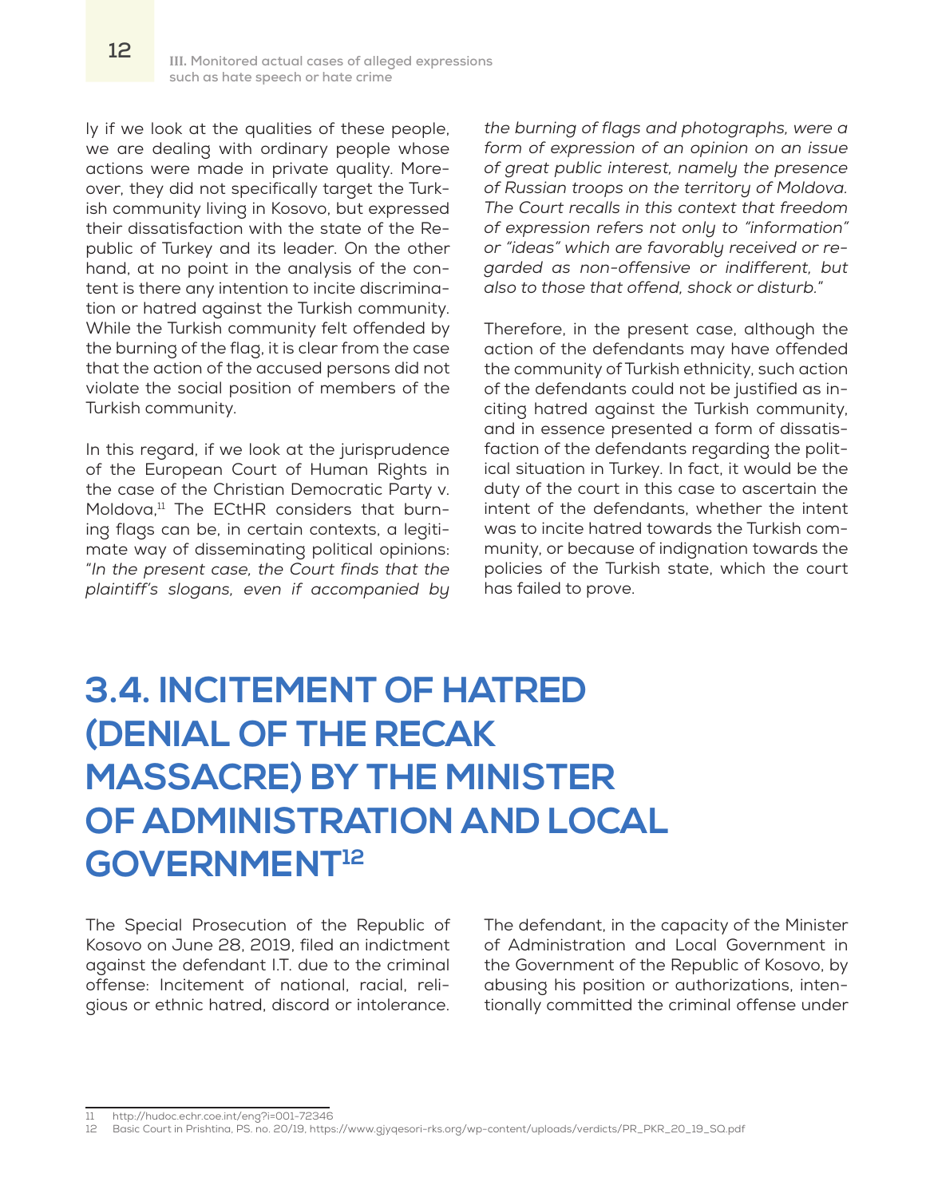ly if we look at the qualities of these people, we are dealing with ordinary people whose actions were made in private quality. Moreover, they did not specifically target the Turkish community living in Kosovo, but expressed their dissatisfaction with the state of the Republic of Turkey and its leader. On the other hand, at no point in the analysis of the content is there any intention to incite discrimination or hatred against the Turkish community. While the Turkish community felt offended by the burning of the flag, it is clear from the case that the action of the accused persons did not violate the social position of members of the Turkish community.

In this regard, if we look at the jurisprudence of the European Court of Human Rights in the case of the Christian Democratic Party v. Moldova,[11] The ECtHR considers that burning flags can be, in certain contexts, a legitimate way of disseminating political opinions: "*In the present case, the Court finds that the plaintiff's slogans, even if accompanied by the burning of flags and photographs, were a form of expression of an opinion on an issue of great public interest, namely the presence of Russian troops on the territory of Moldova. The Court recalls in this context that freedom of expression refers not only to "information" or "ideas" which are favorably received or regarded as non-offensive or indifferent, but also to those that offend, shock or disturb.*"

Therefore, in the present case, although the action of the defendants may have offended the community of Turkish ethnicity, such action of the defendants could not be justified as inciting hatred against the Turkish community, and in essence presented a form of dissatisfaction of the defendants regarding the political situation in Turkey. In fact, it would be the duty of the court in this case to ascertain the intent of the defendants, whether the intent was to incite hatred towards the Turkish community, or because of indignation towards the policies of the Turkish state, which the court has failed to prove.

## 3.4. INCITEMENT OF HATRED (DENIAL OF THE RECAK MASSACRE) BY THE MINISTER OF ADMINISTRATION AND LOCAL GOVERNMENT[12]

The Special Prosecution of the Republic of Kosovo on June 28, 2019, filed an indictment against the defendant I.T. due to the criminal offense: Incitement of national, racial, religious or ethnic hatred, discord or intolerance. The defendant, in the capacity of the Minister of Administration and Local Government in the Government of the Republic of Kosovo, by abusing his position or authorizations, intentionally committed the criminal offense under

---

11 http://hudoc.echr.coe.int/eng?i=001-72346

12 Basic Court in Prishtina, PS. no. 20/19, https://www.gjyqesori-rks.org/wp-content/uploads/verdicts/PR_PKR_20_19_SQ.pdf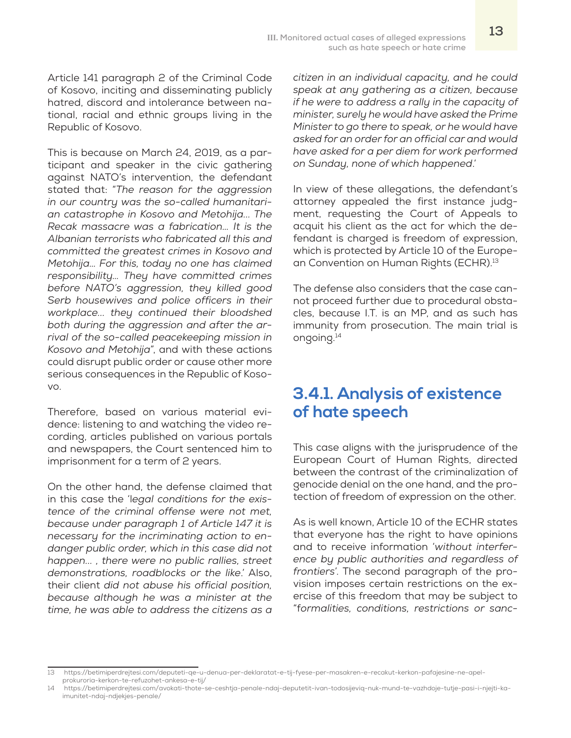Article 141 paragraph 2 of the Criminal Code of Kosovo, inciting and disseminating publicly hatred, discord and intolerance between national, racial and ethnic groups living in the Republic of Kosovo.

This is because on March 24, 2019, as a participant and speaker in the civic gathering against NATO's intervention, the defendant stated that: "*The reason for the aggression in our country was the so-called humanitarian catastrophe in Kosovo and Metohija... The Recak massacre was a fabrication... It is the Albanian terrorists who fabricated all this and committed the greatest crimes in Kosovo and Metohija... For this, today no one has claimed responsibility... They have committed crimes before NATO's aggression, they killed good Serb housewives and police officers in their workplace... they continued their bloodshed both during the aggression and after the arrival of the so-called peacekeeping mission in Kosovo and Metohija*", and with these actions could disrupt public order or cause other more serious consequences in the Republic of Kosovo.

Therefore, based on various material evidence: listening to and watching the video recording, articles published on various portals and newspapers, the Court sentenced him to imprisonment for a term of 2 years.

On the other hand, the defense claimed that in this case the '*legal conditions for the existence of the criminal offense were not met, because under paragraph 1 of Article 147 it is necessary for the incriminating action to endanger public order, which in this case did not happen... , there were no public rallies, street demonstrations, roadblocks or the like*.' Also, their client *did not abuse his official position, because although he was a minister at the time, he was able to address the citizens as a citizen in an individual capacity, and he could speak at any gathering as a citizen, because if he were to address a rally in the capacity of minister, surely he would have asked the Prime Minister to go there to speak, or he would have asked for an order for an official car and would have asked for a per diem for work performed on Sunday, none of which happened*.'

In view of these allegations, the defendant's attorney appealed the first instance judgment, requesting the Court of Appeals to acquit his client as the act for which the defendant is charged is freedom of expression, which is protected by Article 10 of the European Convention on Human Rights (ECHR).[13]

The defense also considers that the case cannot proceed further due to procedural obstacles, because I.T. is an MP, and as such has immunity from prosecution. The main trial is ongoing.[14]

### 3.4.1. Analysis of existence of hate speech

This case aligns with the jurisprudence of the European Court of Human Rights, directed between the contrast of the criminalization of genocide denial on the one hand, and the protection of freedom of expression on the other.

As is well known, Article 10 of the ECHR states that everyone has the right to have opinions and to receive information '*without interference by public authorities and regardless of frontiers*'. The second paragraph of the provision imposes certain restrictions on the exercise of this freedom that may be subject to "*formalities, conditions, restrictions or sanc-*

---

13 https://betimiperdrejtesi.com/deputeti-qe-u-denua-per-deklaratat-e-tij-fyese-per-masakren-e-recakut-kerkon-pafajesine-ne-apel-prokuroria-kerkon-te-refuzohet-ankesa-e-tij/

14 https://betimiperdrejtesi.com/avokati-thote-se-ceshtja-penale-ndaj-deputetit-ivan-todosijeviq-nuk-mund-te-vazhdoje-tutje-pasi-i-njejti-ka-imunitet-ndaj-ndjekjes-penale/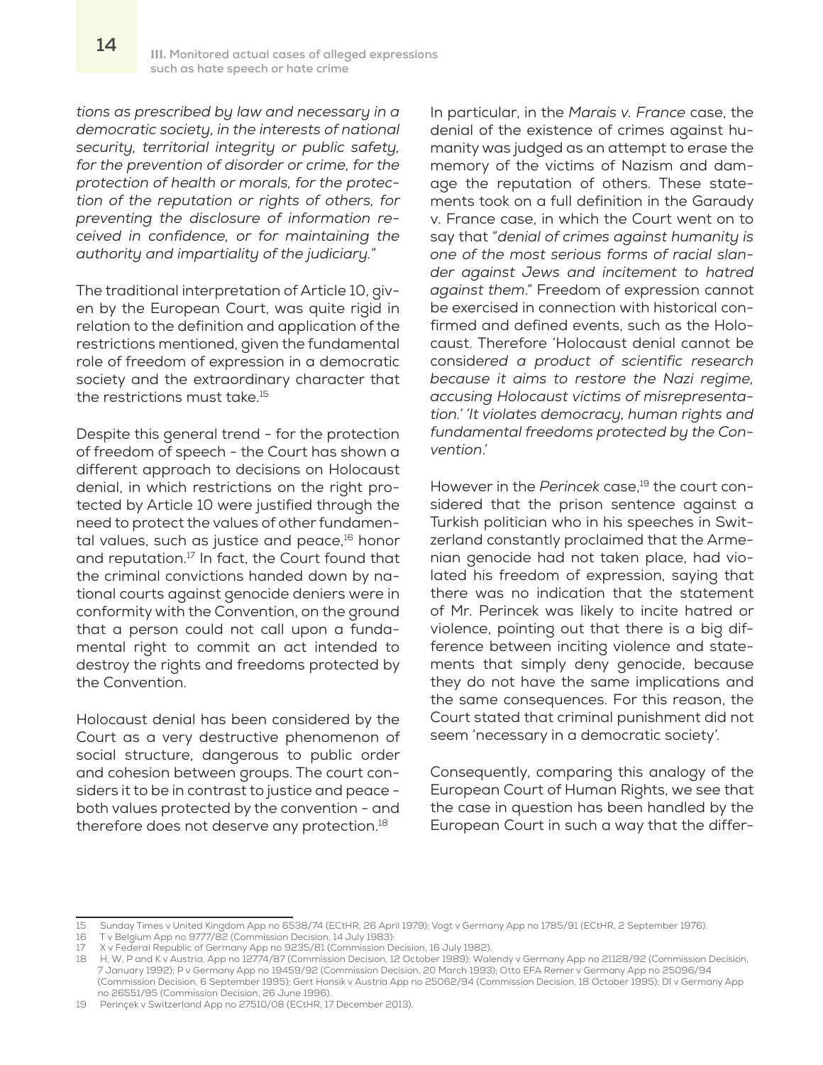*tions as prescribed by law and necessary in a democratic society, in the interests of national security, territorial integrity or public safety, for the prevention of disorder or crime, for the protection of health or morals, for the protection of the reputation or rights of others, for preventing the disclosure of information received in confidence, or for maintaining the authority and impartiality of the judiciary."*

The traditional interpretation of Article 10, given by the European Court, was quite rigid in relation to the definition and application of the restrictions mentioned, given the fundamental role of freedom of expression in a democratic society and the extraordinary character that the restrictions must take.[15]

Despite this general trend - for the protection of freedom of speech - the Court has shown a different approach to decisions on Holocaust denial, in which restrictions on the right protected by Article 10 were justified through the need to protect the values of other fundamental values, such as justice and peace,[16] honor and reputation.[17] In fact, the Court found that the criminal convictions handed down by national courts against genocide deniers were in conformity with the Convention, on the ground that a person could not call upon a fundamental right to commit an act intended to destroy the rights and freedoms protected by the Convention.

Holocaust denial has been considered by the Court as a very destructive phenomenon of social structure, dangerous to public order and cohesion between groups. The court considers it to be in contrast to justice and peace - both values protected by the convention - and therefore does not deserve any protection.[18]

In particular, in the *Marais v. France* case, the denial of the existence of crimes against humanity was judged as an attempt to erase the memory of the victims of Nazism and damage the reputation of others. These statements took on a full definition in the Garaudy v. France case, in which the Court went on to say that "*denial of crimes against humanity is one of the most serious forms of racial slander against Jews and incitement to hatred against them*." Freedom of expression cannot be exercised in connection with historical confirmed and defined events, such as the Holocaust. Therefore 'Holocaust denial cannot be consid*ered a product of scientific research because it aims to restore the Nazi regime, accusing Holocaust victims of misrepresentation.' 'It violates democracy, human rights and fundamental freedoms protected by the Convention.'*

However in the *Perincek* case,[19] the court considered that the prison sentence against a Turkish politician who in his speeches in Switzerland constantly proclaimed that the Armenian genocide had not taken place, had violated his freedom of expression, saying that there was no indication that the statement of Mr. Perincek was likely to incite hatred or violence, pointing out that there is a big difference between inciting violence and statements that simply deny genocide, because they do not have the same implications and the same consequences. For this reason, the Court stated that criminal punishment did not seem 'necessary in a democratic society'.

Consequently, comparing this analogy of the European Court of Human Rights, we see that the case in question has been handled by the European Court in such a way that the differ-

---

15 Sunday Times v United Kingdom App no 6538/74 (ECtHR, 26 April 1979); Vogt v Germany App no 1785/91 (ECtHR, 2 September 1976).

16 T v Belgium App no 9777/82 (Commission Decision, 14 July 1983):

17 X v Federal Republic of Germany App no 9235/81 (Commission Decision, 16 July 1982).

18 H, W, P and K v Austria, App no 12774/87 (Commission Decision, 12 October 1989); Walendy v Germany App no 21128/92 (Commission Decision, 7 January 1992); P v Germany App no 19459/92 (Commission Decision, 20 March 1993); Otto EFA Remer v Germany App no 25096/94 (Commission Decision, 6 September 1995); Gert Honsik v Austria App no 25062/94 (Commission Decision, 18 October 1995); DI v Germany App no 26551/95 (Commission Decision, 26 June 1996).

19 Perinçek v Switzerland App no 27510/08 (ECtHR, 17 December 2013).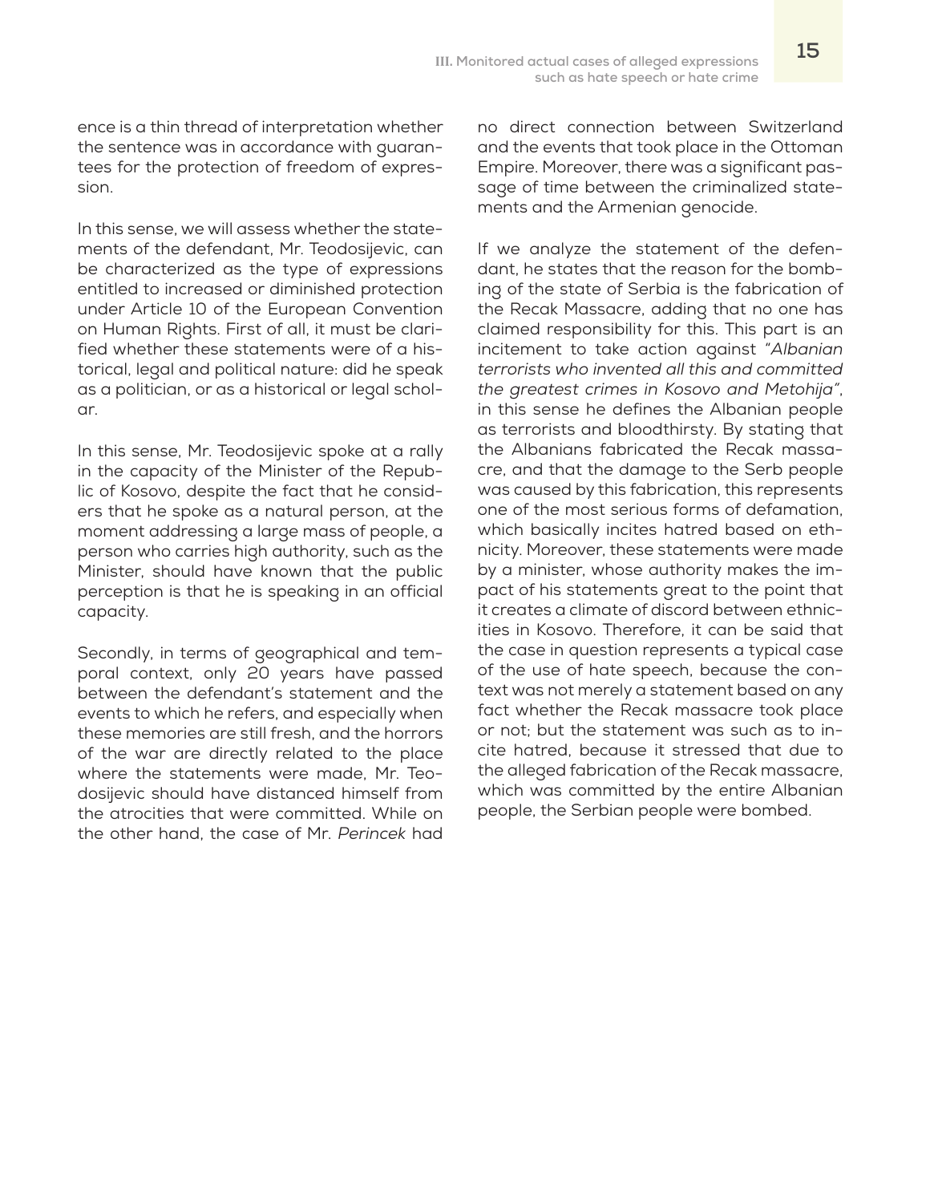ence is a thin thread of interpretation whether the sentence was in accordance with guarantees for the protection of freedom of expression.

In this sense, we will assess whether the statements of the defendant, Mr. Teodosijevic, can be characterized as the type of expressions entitled to increased or diminished protection under Article 10 of the European Convention on Human Rights. First of all, it must be clarified whether these statements were of a historical, legal and political nature: did he speak as a politician, or as a historical or legal scholar.

In this sense, Mr. Teodosijevic spoke at a rally in the capacity of the Minister of the Republic of Kosovo, despite the fact that he considers that he spoke as a natural person, at the moment addressing a large mass of people, a person who carries high authority, such as the Minister, should have known that the public perception is that he is speaking in an official capacity.

Secondly, in terms of geographical and temporal context, only 20 years have passed between the defendant's statement and the events to which he refers, and especially when these memories are still fresh, and the horrors of the war are directly related to the place where the statements were made, Mr. Teodosijevic should have distanced himself from the atrocities that were committed. While on the other hand, the case of Mr. *Perincek* had no direct connection between Switzerland and the events that took place in the Ottoman Empire. Moreover, there was a significant passage of time between the criminalized statements and the Armenian genocide.

If we analyze the statement of the defendant, he states that the reason for the bombing of the state of Serbia is the fabrication of the Recak Massacre, adding that no one has claimed responsibility for this. This part is an incitement to take action against *"Albanian terrorists who invented all this and committed the greatest crimes in Kosovo and Metohija"*, in this sense he defines the Albanian people as terrorists and bloodthirsty. By stating that the Albanians fabricated the Recak massacre, and that the damage to the Serb people was caused by this fabrication, this represents one of the most serious forms of defamation, which basically incites hatred based on ethnicity. Moreover, these statements were made by a minister, whose authority makes the impact of his statements great to the point that it creates a climate of discord between ethnicities in Kosovo. Therefore, it can be said that the case in question represents a typical case of the use of hate speech, because the context was not merely a statement based on any fact whether the Recak massacre took place or not; but the statement was such as to incite hatred, because it stressed that due to the alleged fabrication of the Recak massacre, which was committed by the entire Albanian people, the Serbian people were bombed.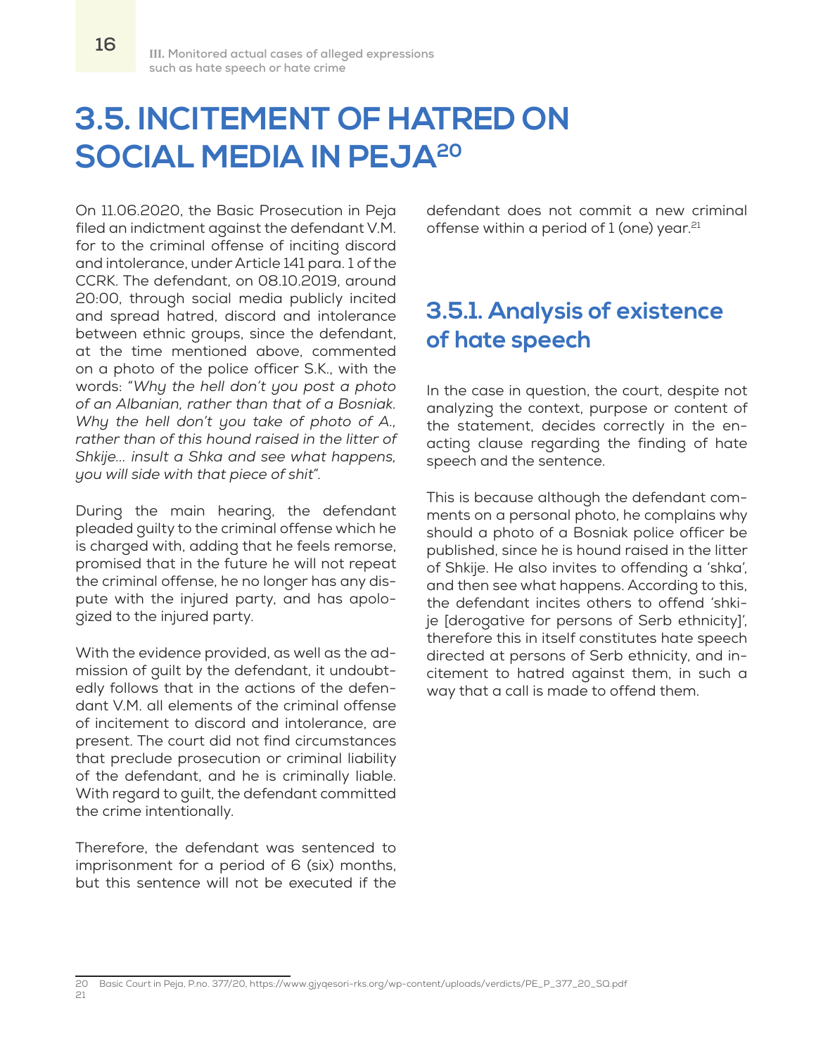# 3.5. INCITEMENT OF HATRED ON SOCIAL MEDIA IN PEJA[20]

On 11.06.2020, the Basic Prosecution in Peja filed an indictment against the defendant V.M. for to the criminal offense of inciting discord and intolerance, under Article 141 para. 1 of the CCRK. The defendant, on 08.10.2019, around 20:00, through social media publicly incited and spread hatred, discord and intolerance between ethnic groups, since the defendant, at the time mentioned above, commented on a photo of the police officer S.K., with the words: "*Why the hell don't you post a photo of an Albanian, rather than that of a Bosniak. Why the hell don't you take of photo of A., rather than of this hound raised in the litter of Shkije... insult a Shka and see what happens, you will side with that piece of shit*".

During the main hearing, the defendant pleaded guilty to the criminal offense which he is charged with, adding that he feels remorse, promised that in the future he will not repeat the criminal offense, he no longer has any dispute with the injured party, and has apologized to the injured party.

With the evidence provided, as well as the admission of guilt by the defendant, it undoubtedly follows that in the actions of the defendant V.M. all elements of the criminal offense of incitement to discord and intolerance, are present. The court did not find circumstances that preclude prosecution or criminal liability of the defendant, and he is criminally liable. With regard to guilt, the defendant committed the crime intentionally.

Therefore, the defendant was sentenced to imprisonment for a period of 6 (six) months, but this sentence will not be executed if the defendant does not commit a new criminal offense within a period of 1 (one) year.[21]

## 3.5.1. Analysis of existence of hate speech

In the case in question, the court, despite not analyzing the context, purpose or content of the statement, decides correctly in the enacting clause regarding the finding of hate speech and the sentence.

This is because although the defendant comments on a personal photo, he complains why should a photo of a Bosniak police officer be published, since he is hound raised in the litter of Shkije. He also invites to offending a 'shka', and then see what happens. According to this, the defendant incites others to offend 'shkije [derogative for persons of Serb ethnicity]', therefore this in itself constitutes hate speech directed at persons of Serb ethnicity, and incitement to hatred against them, in such a way that a call is made to offend them.

---

20 Basic Court in Peja, P.no. 377/20, https://www.gjyqesori-rks.org/wp-content/uploads/verdicts/PE_P_377_20_SQ.pdf

21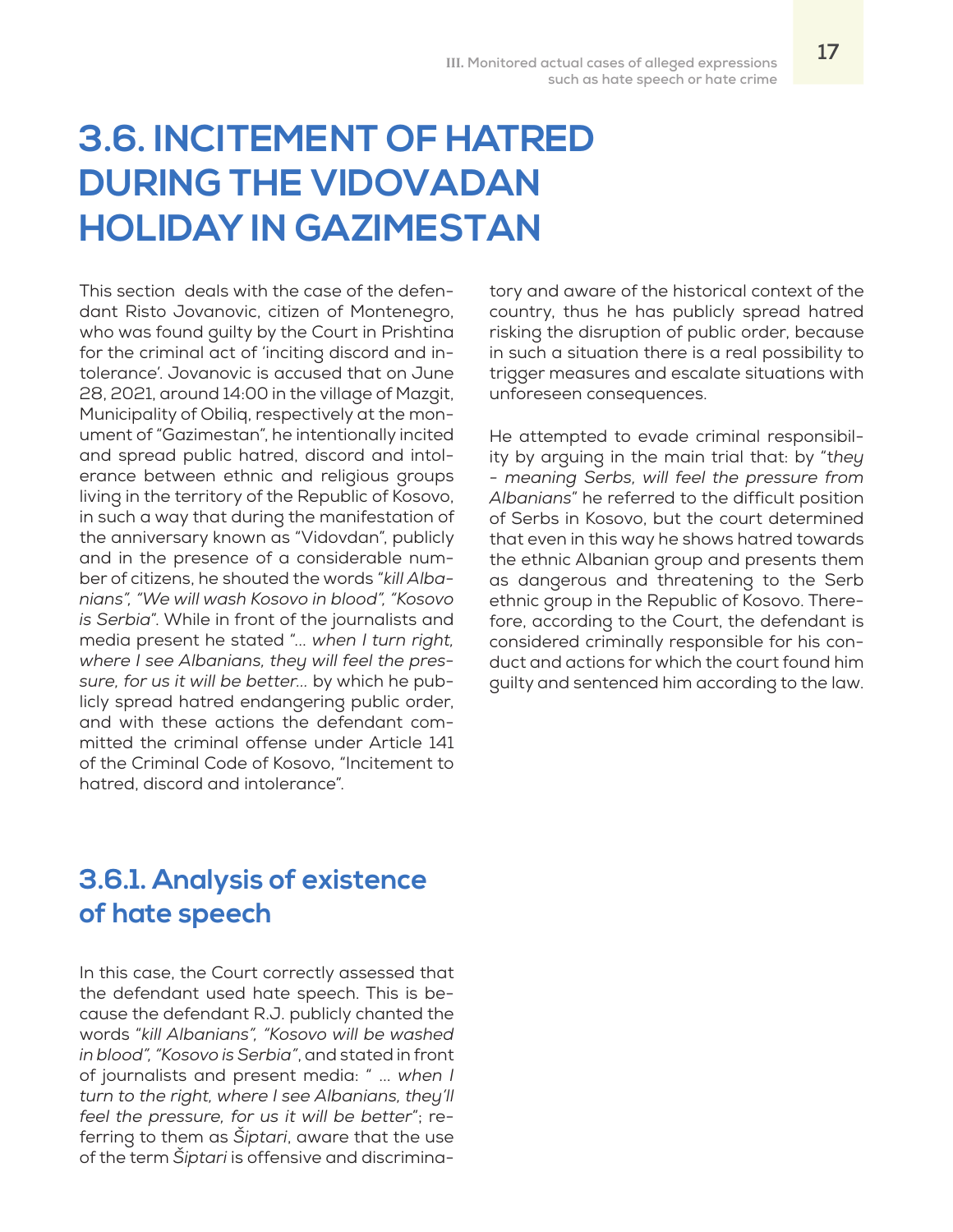# 3.6. INCITEMENT OF HATRED DURING THE VIDOVADAN HOLIDAY IN GAZIMESTAN

This section deals with the case of the defendant Risto Jovanovic, citizen of Montenegro, who was found guilty by the Court in Prishtina for the criminal act of 'inciting discord and intolerance'. Jovanovic is accused that on June 28, 2021, around 14:00 in the village of Mazgit, Municipality of Obiliq, respectively at the monument of "Gazimestan", he intentionally incited and spread public hatred, discord and intolerance between ethnic and religious groups living in the territory of the Republic of Kosovo, in such a way that during the manifestation of the anniversary known as "Vidovdan", publicly and in the presence of a considerable number of citizens, he shouted the words "*kill Albanians", "We will wash Kosovo in blood", "Kosovo is Serbia*". While in front of the journalists and media present he stated "*... when I turn right, where I see Albanians, they will feel the pressure, for us it will be better...* by which he publicly spread hatred endangering public order, and with these actions the defendant committed the criminal offense under Article 141 of the Criminal Code of Kosovo, "Incitement to hatred, discord and intolerance".

tory and aware of the historical context of the country, thus he has publicly spread hatred risking the disruption of public order, because in such a situation there is a real possibility to trigger measures and escalate situations with unforeseen consequences.

He attempted to evade criminal responsibility by arguing in the main trial that: by "*they - meaning Serbs, will feel the pressure from Albanians*" he referred to the difficult position of Serbs in Kosovo, but the court determined that even in this way he shows hatred towards the ethnic Albanian group and presents them as dangerous and threatening to the Serb ethnic group in the Republic of Kosovo. Therefore, according to the Court, the defendant is considered criminally responsible for his conduct and actions for which the court found him guilty and sentenced him according to the law.

## 3.6.1. Analysis of existence of hate speech

In this case, the Court correctly assessed that the defendant used hate speech. This is because the defendant R.J. publicly chanted the words "*kill Albanians", "Kosovo will be washed in blood", "Kosovo is Serbia*", and stated in front of journalists and present media: " *... when I turn to the right, where I see Albanians, they'll feel the pressure, for us it will be better*"; referring to them as *Šiptari*, aware that the use of the term *Šiptari* is offensive and discrimina-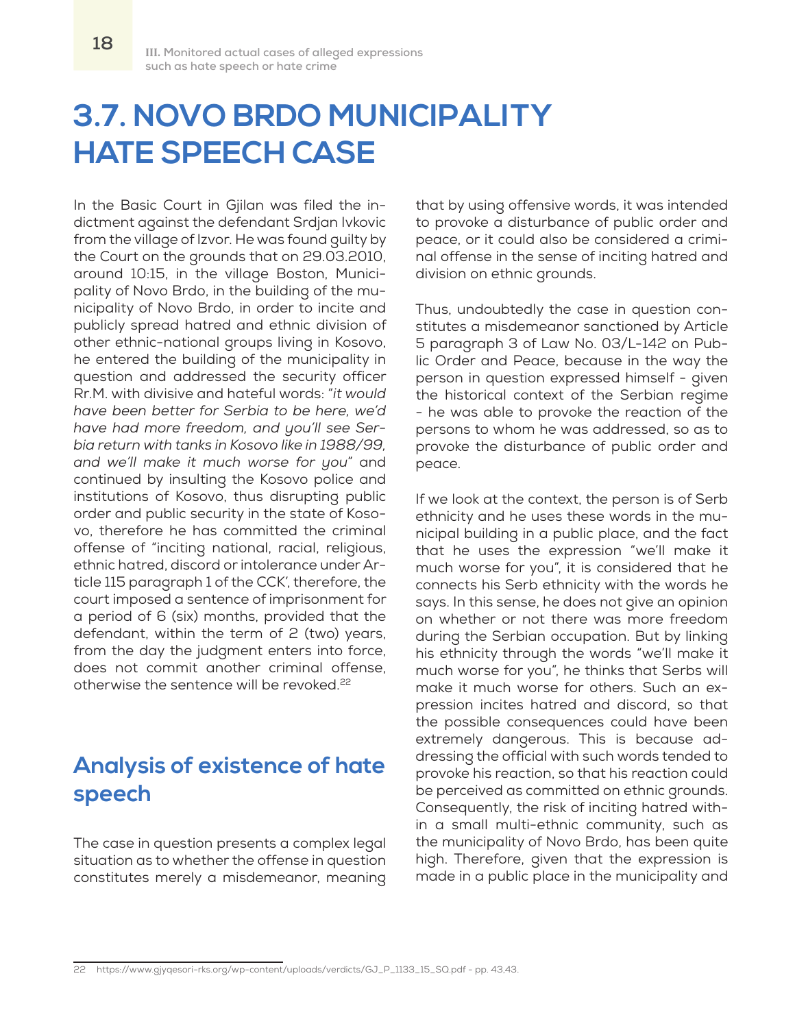# 3.7. NOVO BRDO MUNICIPALITY HATE SPEECH CASE

In the Basic Court in Gjilan was filed the indictment against the defendant Srdjan Ivkovic from the village of Izvor. He was found guilty by the Court on the grounds that on 29.03.2010, around 10:15, in the village Boston, Municipality of Novo Brdo, in the building of the municipality of Novo Brdo, in order to incite and publicly spread hatred and ethnic division of other ethnic-national groups living in Kosovo, he entered the building of the municipality in question and addressed the security officer Rr.M. with divisive and hateful words: "*it would have been better for Serbia to be here, we'd have had more freedom, and you'll see Serbia return with tanks in Kosovo like in 1988/99, and we'll make it much worse for you*" and continued by insulting the Kosovo police and institutions of Kosovo, thus disrupting public order and public security in the state of Kosovo, therefore he has committed the criminal offense of "inciting national, racial, religious, ethnic hatred, discord or intolerance under Article 115 paragraph 1 of the CCK', therefore, the court imposed a sentence of imprisonment for a period of 6 (six) months, provided that the defendant, within the term of 2 (two) years, from the day the judgment enters into force, does not commit another criminal offense, otherwise the sentence will be revoked.[22]

## Analysis of existence of hate speech

The case in question presents a complex legal situation as to whether the offense in question constitutes merely a misdemeanor, meaning that by using offensive words, it was intended to provoke a disturbance of public order and peace, or it could also be considered a criminal offense in the sense of inciting hatred and division on ethnic grounds.

Thus, undoubtedly the case in question constitutes a misdemeanor sanctioned by Article 5 paragraph 3 of Law No. 03/L-142 on Public Order and Peace, because in the way the person in question expressed himself - given the historical context of the Serbian regime - he was able to provoke the reaction of the persons to whom he was addressed, so as to provoke the disturbance of public order and peace.

If we look at the context, the person is of Serb ethnicity and he uses these words in the municipal building in a public place, and the fact that he uses the expression "we'll make it much worse for you", it is considered that he connects his Serb ethnicity with the words he says. In this sense, he does not give an opinion on whether or not there was more freedom during the Serbian occupation. But by linking his ethnicity through the words "we'll make it much worse for you", he thinks that Serbs will make it much worse for others. Such an expression incites hatred and discord, so that the possible consequences could have been extremely dangerous. This is because addressing the official with such words tended to provoke his reaction, so that his reaction could be perceived as committed on ethnic grounds. Consequently, the risk of inciting hatred within a small multi-ethnic community, such as the municipality of Novo Brdo, has been quite high. Therefore, given that the expression is made in a public place in the municipality and

---

22 https://www.gjyqesori-rks.org/wp-content/uploads/verdicts/GJ_P_1133_15_SQ.pdf - pp. 43,43.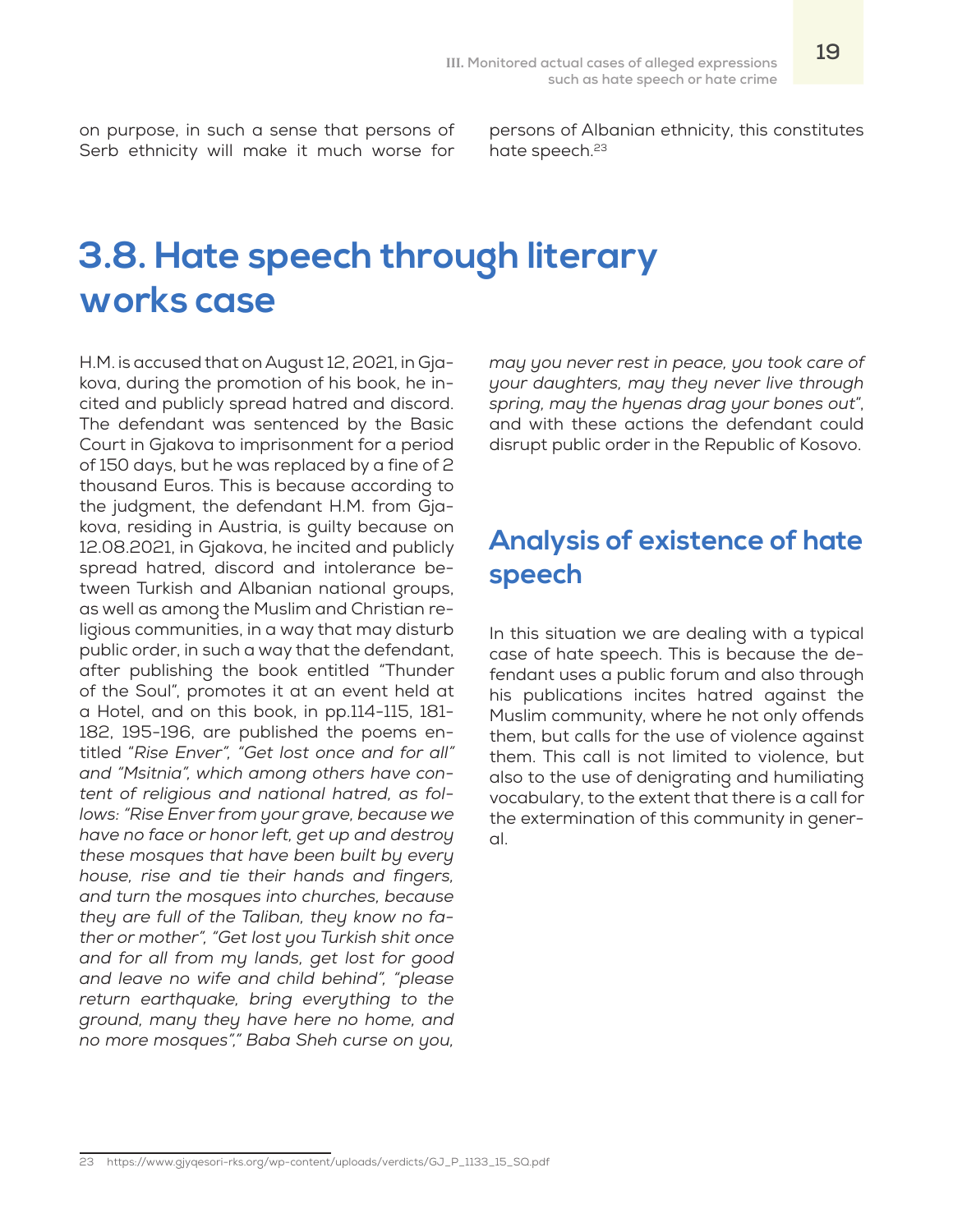on purpose, in such a sense that persons of Serb ethnicity will make it much worse for persons of Albanian ethnicity, this constitutes hate speech.[23]

# 3.8. Hate speech through literary works case

H.M. is accused that on August 12, 2021, in Gjakova, during the promotion of his book, he incited and publicly spread hatred and discord. The defendant was sentenced by the Basic Court in Gjakova to imprisonment for a period of 150 days, but he was replaced by a fine of 2 thousand Euros. This is because according to the judgment, the defendant H.M. from Gjakova, residing in Austria, is guilty because on 12.08.2021, in Gjakova, he incited and publicly spread hatred, discord and intolerance between Turkish and Albanian national groups, as well as among the Muslim and Christian religious communities, in a way that may disturb public order, in such a way that the defendant, after publishing the book entitled "Thunder of the Soul", promotes it at an event held at a Hotel, and on this book, in pp.114-115, 181-182, 195-196, are published the poems entitled *"Rise Enver", "Get lost once and for all" and "Msitnia", which among others have content of religious and national hatred, as follows: "Rise Enver from your grave, because we have no face or honor left, get up and destroy these mosques that have been built by every house, rise and tie their hands and fingers, and turn the mosques into churches, because they are full of the Taliban, they know no father or mother", "Get lost you Turkish shit once and for all from my lands, get lost for good and leave no wife and child behind", "please return earthquake, bring everything to the ground, many they have here no home, and no more mosques"," Baba Sheh curse on you, may you never rest in peace, you took care of your daughters, may they never live through spring, may the hyenas drag your bones out"*, and with these actions the defendant could disrupt public order in the Republic of Kosovo.

## Analysis of existence of hate speech

In this situation we are dealing with a typical case of hate speech. This is because the defendant uses a public forum and also through his publications incites hatred against the Muslim community, where he not only offends them, but calls for the use of violence against them. This call is not limited to violence, but also to the use of denigrating and humiliating vocabulary, to the extent that there is a call for the extermination of this community in general.

---

23 https://www.gjyqesori-rks.org/wp-content/uploads/verdicts/GJ_P_1133_15_SQ.pdf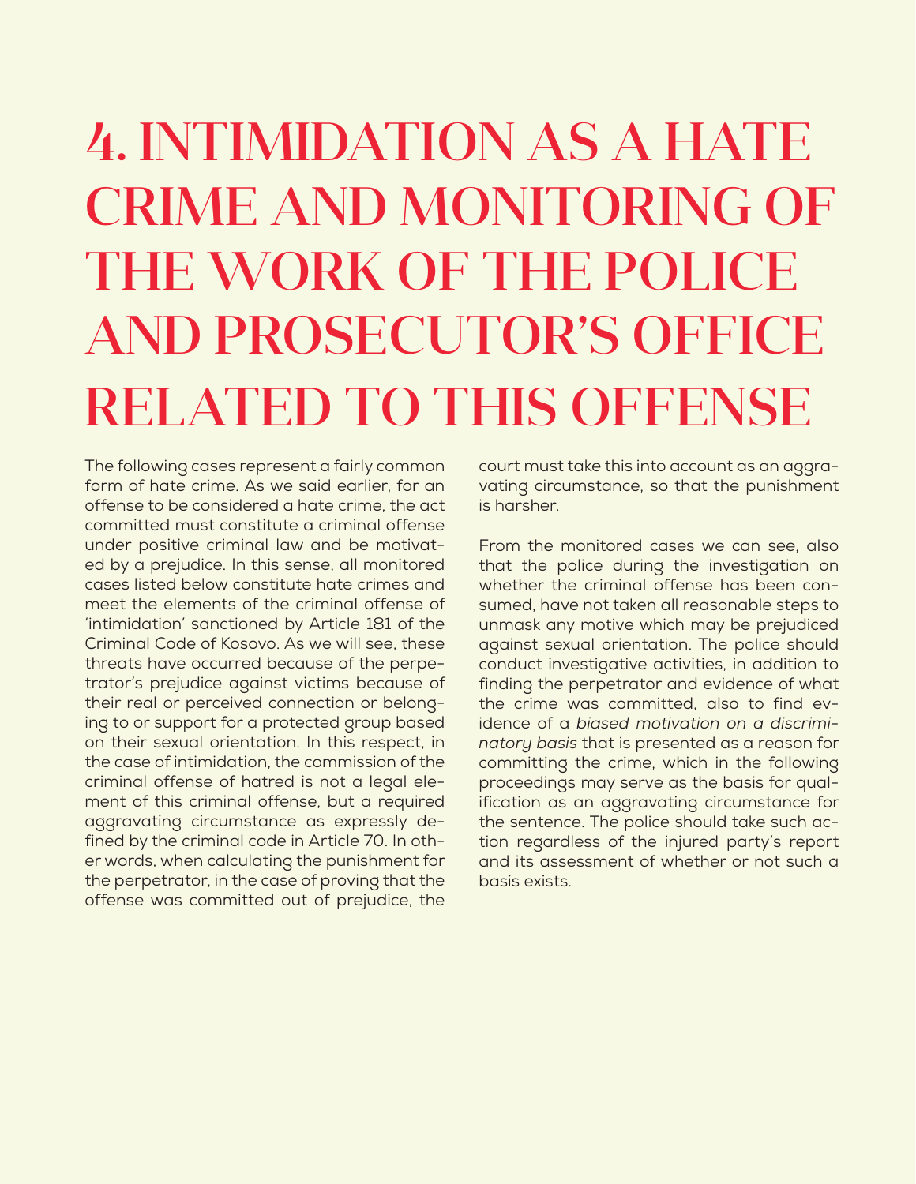# 4. INTIMIDATION AS A HATE CRIME AND MONITORING OF THE WORK OF THE POLICE AND PROSECUTOR'S OFFICE RELATED TO THIS OFFENSE

The following cases represent a fairly common form of hate crime. As we said earlier, for an offense to be considered a hate crime, the act committed must constitute a criminal offense under positive criminal law and be motivated by a prejudice. In this sense, all monitored cases listed below constitute hate crimes and meet the elements of the criminal offense of 'intimidation' sanctioned by Article 181 of the Criminal Code of Kosovo. As we will see, these threats have occurred because of the perpetrator's prejudice against victims because of their real or perceived connection or belonging to or support for a protected group based on their sexual orientation. In this respect, in the case of intimidation, the commission of the criminal offense of hatred is not a legal element of this criminal offense, but a required aggravating circumstance as expressly defined by the criminal code in Article 70. In other words, when calculating the punishment for the perpetrator, in the case of proving that the offense was committed out of prejudice, the court must take this into account as an aggravating circumstance, so that the punishment is harsher.

From the monitored cases we can see, also that the police during the investigation on whether the criminal offense has been consumed, have not taken all reasonable steps to unmask any motive which may be prejudiced against sexual orientation. The police should conduct investigative activities, in addition to finding the perpetrator and evidence of what the crime was committed, also to find evidence of a *biased motivation on a discriminatory basis* that is presented as a reason for committing the crime, which in the following proceedings may serve as the basis for qualification as an aggravating circumstance for the sentence. The police should take such action regardless of the injured party's report and its assessment of whether or not such a basis exists.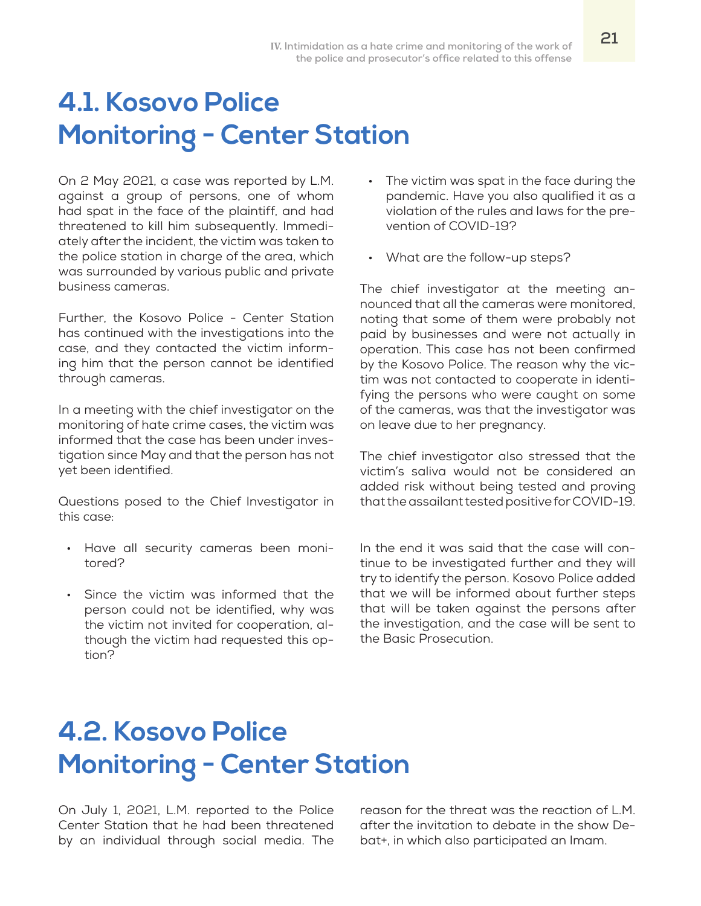## 4.1. Kosovo Police Monitoring - Center Station

On 2 May 2021, a case was reported by L.M. against a group of persons, one of whom had spat in the face of the plaintiff, and had threatened to kill him subsequently. Immediately after the incident, the victim was taken to the police station in charge of the area, which was surrounded by various public and private business cameras.

Further, the Kosovo Police - Center Station has continued with the investigations into the case, and they contacted the victim informing him that the person cannot be identified through cameras.

In a meeting with the chief investigator on the monitoring of hate crime cases, the victim was informed that the case has been under investigation since May and that the person has not yet been identified.

Questions posed to the Chief Investigator in this case:

- Have all security cameras been monitored?
- Since the victim was informed that the person could not be identified, why was the victim not invited for cooperation, although the victim had requested this option?
- The victim was spat in the face during the pandemic. Have you also qualified it as a violation of the rules and laws for the prevention of COVID-19?
- What are the follow-up steps?

The chief investigator at the meeting announced that all the cameras were monitored, noting that some of them were probably not paid by businesses and were not actually in operation. This case has not been confirmed by the Kosovo Police. The reason why the victim was not contacted to cooperate in identifying the persons who were caught on some of the cameras, was that the investigator was on leave due to her pregnancy.

The chief investigator also stressed that the victim's saliva would not be considered an added risk without being tested and proving that the assailant tested positive for COVID-19.

In the end it was said that the case will continue to be investigated further and they will try to identify the person. Kosovo Police added that we will be informed about further steps that will be taken against the persons after the investigation, and the case will be sent to the Basic Prosecution.

## 4.2. Kosovo Police Monitoring - Center Station

On July 1, 2021, L.M. reported to the Police Center Station that he had been threatened by an individual through social media. The reason for the threat was the reaction of L.M. after the invitation to debate in the show Debat+, in which also participated an Imam.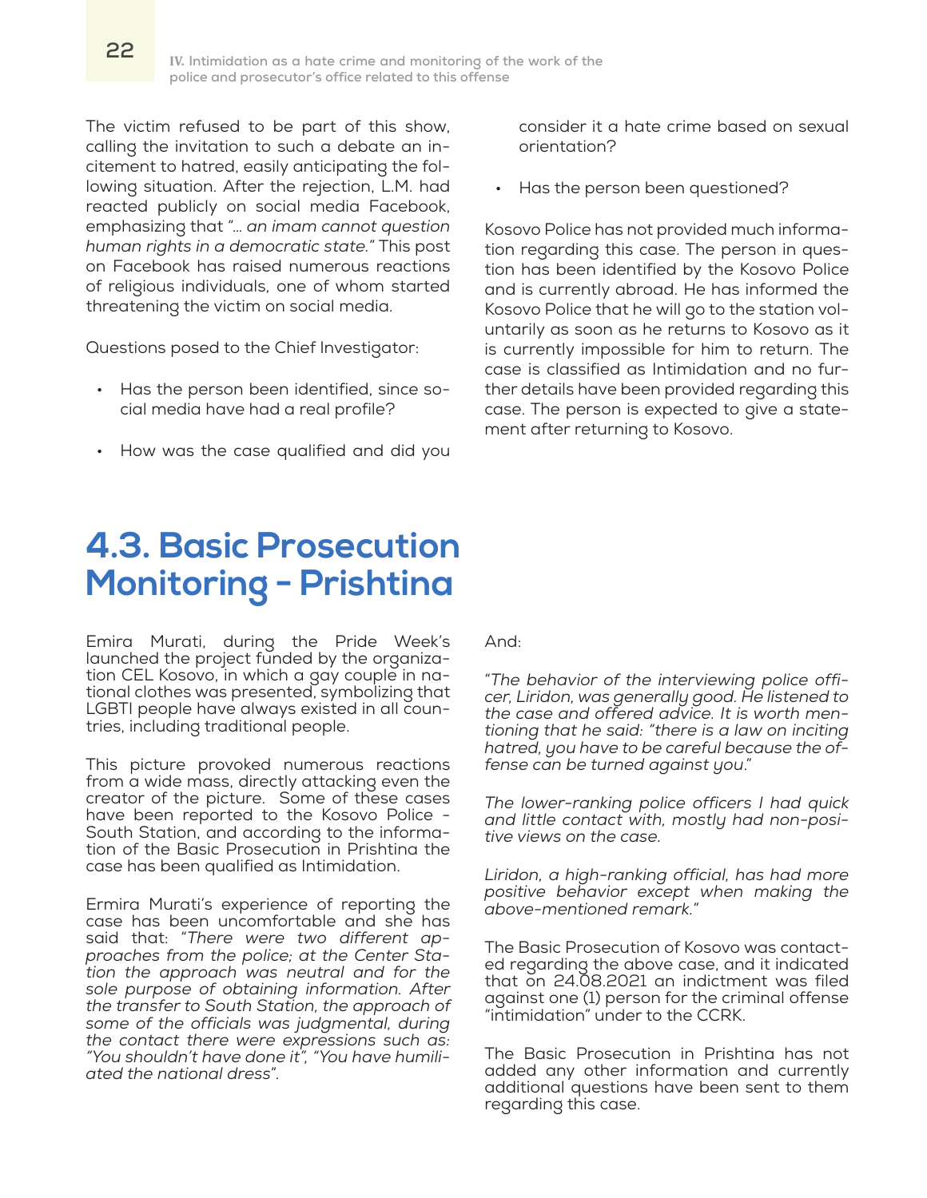The victim refused to be part of this show, calling the invitation to such a debate an incitement to hatred, easily anticipating the following situation. After the rejection, L.M. had reacted publicly on social media Facebook, emphasizing that "*... an imam cannot question human rights in a democratic state.*" This post on Facebook has raised numerous reactions of religious individuals, one of whom started threatening the victim on social media.

Questions posed to the Chief Investigator:

- Has the person been identified, since social media have had a real profile?
- How was the case qualified and did you consider it a hate crime based on sexual orientation?
- Has the person been questioned?

Kosovo Police has not provided much information regarding this case. The person in question has been identified by the Kosovo Police and is currently abroad. He has informed the Kosovo Police that he will go to the station voluntarily as soon as he returns to Kosovo as it is currently impossible for him to return. The case is classified as Intimidation and no further details have been provided regarding this case. The person is expected to give a statement after returning to Kosovo.

## 4.3. Basic Prosecution Monitoring - Prishtina

Emira Murati, during the Pride Week's launched the project funded by the organization CEL Kosovo, in which a gay couple in national clothes was presented, symbolizing that LGBTI people have always existed in all countries, including traditional people.

This picture provoked numerous reactions from a wide mass, directly attacking even the creator of the picture. Some of these cases have been reported to the Kosovo Police - South Station, and according to the information of the Basic Prosecution in Prishtina the case has been qualified as Intimidation.

Ermira Murati's experience of reporting the case has been uncomfortable and she has said that: "*There were two different approaches from the police; at the Center Station the approach was neutral and for the sole purpose of obtaining information. After the transfer to South Station, the approach of some of the officials was judgmental, during the contact there were expressions such as: "You shouldn't have done it", "You have humiliated the national dress"*".

And:

"*The behavior of the interviewing police officer, Liridon, was generally good. He listened to the case and offered advice. It is worth mentioning that he said: "there is a law on inciting hatred, you have to be careful because the offense can be turned against you*."

*The lower-ranking police officers I had quick and little contact with, mostly had non-positive views on the case.*

*Liridon, a high-ranking official, has had more positive behavior except when making the above-mentioned remark.*"

The Basic Prosecution of Kosovo was contacted regarding the above case, and it indicated that on 24.08.2021 an indictment was filed against one (1) person for the criminal offense "intimidation" under to the CCRK.

The Basic Prosecution in Prishtina has not added any other information and currently additional questions have been sent to them regarding this case.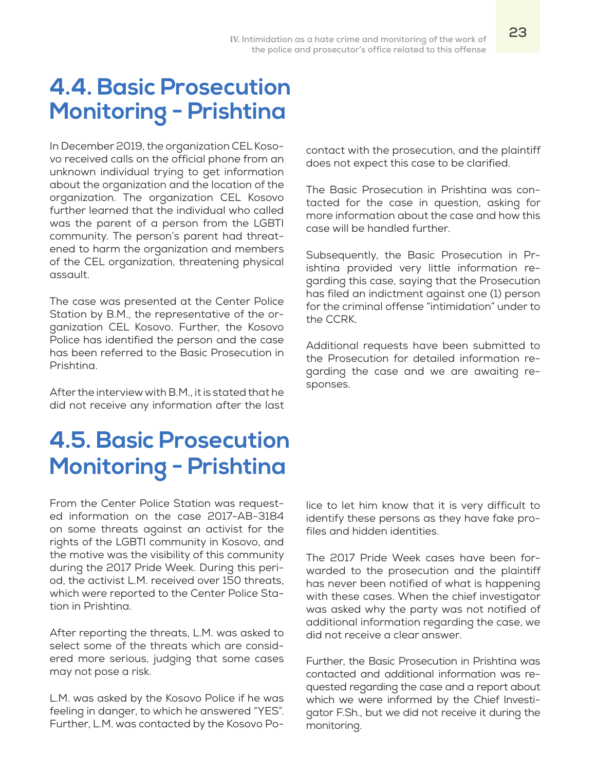## 4.4. Basic Prosecution Monitoring - Prishtina

In December 2019, the organization CEL Kosovo received calls on the official phone from an unknown individual trying to get information about the organization and the location of the organization. The organization CEL Kosovo further learned that the individual who called was the parent of a person from the LGBTI community. The person's parent had threatened to harm the organization and members of the CEL organization, threatening physical assault.

The case was presented at the Center Police Station by B.M., the representative of the organization CEL Kosovo. Further, the Kosovo Police has identified the person and the case has been referred to the Basic Prosecution in Prishtina.

After the interview with B.M., it is stated that he did not receive any information after the last contact with the prosecution, and the plaintiff does not expect this case to be clarified.

The Basic Prosecution in Prishtina was contacted for the case in question, asking for more information about the case and how this case will be handled further.

Subsequently, the Basic Prosecution in Prishtina provided very little information regarding this case, saying that the Prosecution has filed an indictment against one (1) person for the criminal offense "intimidation" under to the CCRK.

Additional requests have been submitted to the Prosecution for detailed information regarding the case and we are awaiting responses.

## 4.5. Basic Prosecution Monitoring - Prishtina

From the Center Police Station was requested information on the case 2017-AB-3184 on some threats against an activist for the rights of the LGBTI community in Kosovo, and the motive was the visibility of this community during the 2017 Pride Week. During this period, the activist L.M. received over 150 threats, which were reported to the Center Police Station in Prishtina.

After reporting the threats, L.M. was asked to select some of the threats which are considered more serious, judging that some cases may not pose a risk.

L.M. was asked by the Kosovo Police if he was feeling in danger, to which he answered "YES". Further, L.M. was contacted by the Kosovo Police to let him know that it is very difficult to identify these persons as they have fake profiles and hidden identities.

The 2017 Pride Week cases have been forwarded to the prosecution and the plaintiff has never been notified of what is happening with these cases. When the chief investigator was asked why the party was not notified of additional information regarding the case, we did not receive a clear answer.

Further, the Basic Prosecution in Prishtina was contacted and additional information was requested regarding the case and a report about which we were informed by the Chief Investigator F.Sh., but we did not receive it during the monitoring.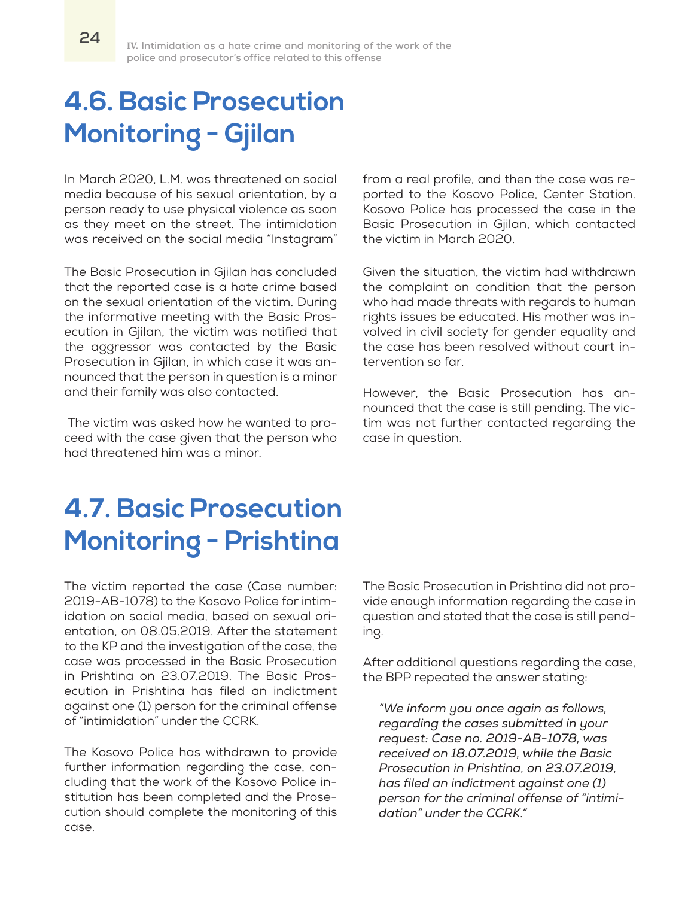# 4.6. Basic Prosecution Monitoring - Gjilan

In March 2020, L.M. was threatened on social media because of his sexual orientation, by a person ready to use physical violence as soon as they meet on the street. The intimidation was received on the social media "Instagram" from a real profile, and then the case was reported to the Kosovo Police, Center Station. Kosovo Police has processed the case in the Basic Prosecution in Gjilan, which contacted the victim in March 2020.

The Basic Prosecution in Gjilan has concluded that the reported case is a hate crime based on the sexual orientation of the victim. During the informative meeting with the Basic Prosecution in Gjilan, the victim was notified that the aggressor was contacted by the Basic Prosecution in Gjilan, in which case it was announced that the person in question is a minor and their family was also contacted.

The victim was asked how he wanted to proceed with the case given that the person who had threatened him was a minor.

Given the situation, the victim had withdrawn the complaint on condition that the person who had made threats with regards to human rights issues be educated. His mother was involved in civil society for gender equality and the case has been resolved without court intervention so far.

However, the Basic Prosecution has announced that the case is still pending. The victim was not further contacted regarding the case in question.

# 4.7. Basic Prosecution Monitoring - Prishtina

The victim reported the case (Case number: 2019-AB-1078) to the Kosovo Police for intimidation on social media, based on sexual orientation, on 08.05.2019. After the statement to the KP and the investigation of the case, the case was processed in the Basic Prosecution in Prishtina on 23.07.2019. The Basic Prosecution in Prishtina has filed an indictment against one (1) person for the criminal offense of "intimidation" under the CCRK.

The Kosovo Police has withdrawn to provide further information regarding the case, concluding that the work of the Kosovo Police institution has been completed and the Prosecution should complete the monitoring of this case.

The Basic Prosecution in Prishtina did not provide enough information regarding the case in question and stated that the case is still pending.

After additional questions regarding the case, the BPP repeated the answer stating:

> *"We inform you once again as follows, regarding the cases submitted in your request: Case no. 2019-AB-1078, was received on 18.07.2019, while the Basic Prosecution in Prishtina, on 23.07.2019, has filed an indictment against one (1) person for the criminal offense of "intimidation" under the CCRK."*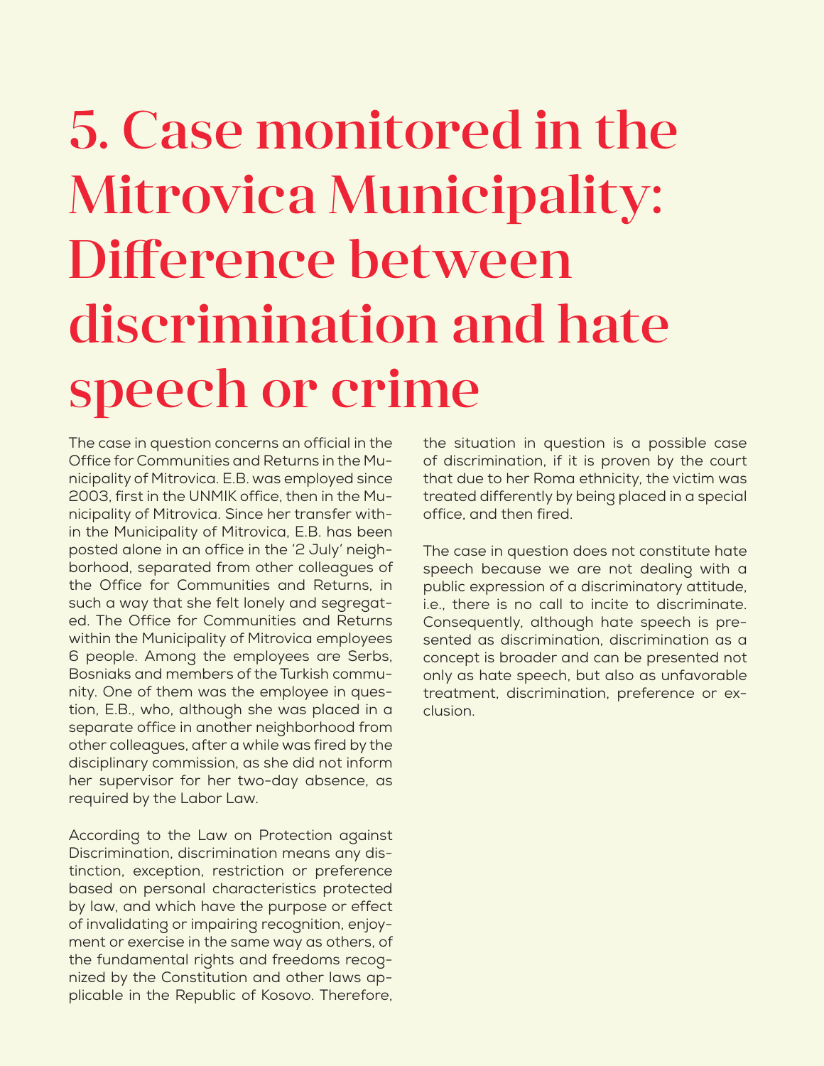# 5. Case monitored in the Mitrovica Municipality: Difference between discrimination and hate speech or crime

The case in question concerns an official in the Office for Communities and Returns in the Municipality of Mitrovica. E.B. was employed since 2003, first in the UNMIK office, then in the Municipality of Mitrovica. Since her transfer within the Municipality of Mitrovica, E.B. has been posted alone in an office in the '2 July' neighborhood, separated from other colleagues of the Office for Communities and Returns, in such a way that she felt lonely and segregated. The Office for Communities and Returns within the Municipality of Mitrovica employees 6 people. Among the employees are Serbs, Bosniaks and members of the Turkish community. One of them was the employee in question, E.B., who, although she was placed in a separate office in another neighborhood from other colleagues, after a while was fired by the disciplinary commission, as she did not inform her supervisor for her two-day absence, as required by the Labor Law.

According to the Law on Protection against Discrimination, discrimination means any distinction, exception, restriction or preference based on personal characteristics protected by law, and which have the purpose or effect of invalidating or impairing recognition, enjoyment or exercise in the same way as others, of the fundamental rights and freedoms recognized by the Constitution and other laws applicable in the Republic of Kosovo. Therefore, the situation in question is a possible case of discrimination, if it is proven by the court that due to her Roma ethnicity, the victim was treated differently by being placed in a special office, and then fired.

The case in question does not constitute hate speech because we are not dealing with a public expression of a discriminatory attitude, i.e., there is no call to incite to discriminate. Consequently, although hate speech is presented as discrimination, discrimination as a concept is broader and can be presented not only as hate speech, but also as unfavorable treatment, discrimination, preference or exclusion.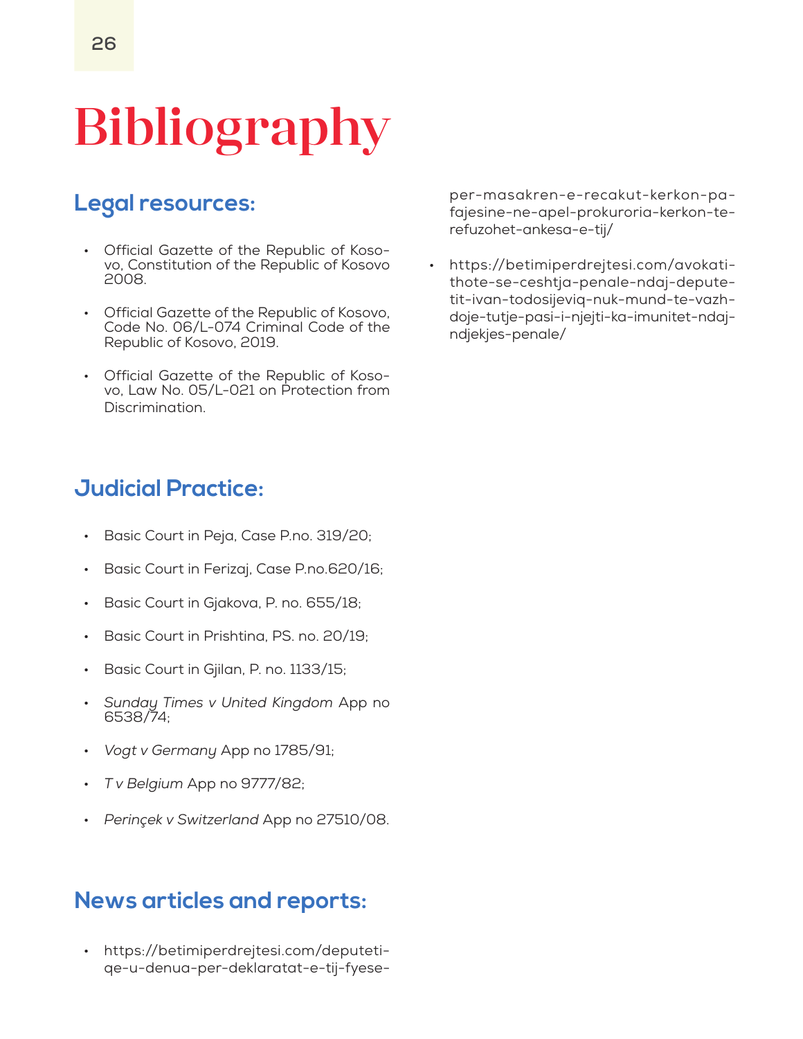# Bibliography

## Legal resources:

- Official Gazette of the Republic of Kosovo, Constitution of the Republic of Kosovo 2008.
- Official Gazette of the Republic of Kosovo, Code No. 06/L-074 Criminal Code of the Republic of Kosovo, 2019.
- Official Gazette of the Republic of Kosovo, Law No. 05/L-021 on Protection from Discrimination.

## Judicial Practice:

- Basic Court in Peja, Case P.no. 319/20;
- Basic Court in Ferizaj, Case P.no.620/16;
- Basic Court in Gjakova, P. no. 655/18;
- Basic Court in Prishtina, PS. no. 20/19;
- Basic Court in Gjilan, P. no. 1133/15;
- *Sunday Times v United Kingdom* App no 6538/74;
- *Vogt v Germany* App no 1785/91;
- *T v Belgium* App no 9777/82;
- *Perinçek v Switzerland* App no 27510/08.

## News articles and reports:

- https://betimiperdrejtesi.com/deputeti-qe-u-denua-per-deklaratat-e-tij-fyese-per-masakren-e-recakut-kerkon-pafajesine-ne-apel-prokuroria-kerkon-te-refuzohet-ankesa-e-tij/
- https://betimiperdrejtesi.com/avokati-thote-se-ceshtja-penale-ndaj-deputetit-ivan-todosijeviq-nuk-mund-te-vazhdoje-tutje-pasi-i-njejti-ka-imunitet-ndaj-ndjekjes-penale/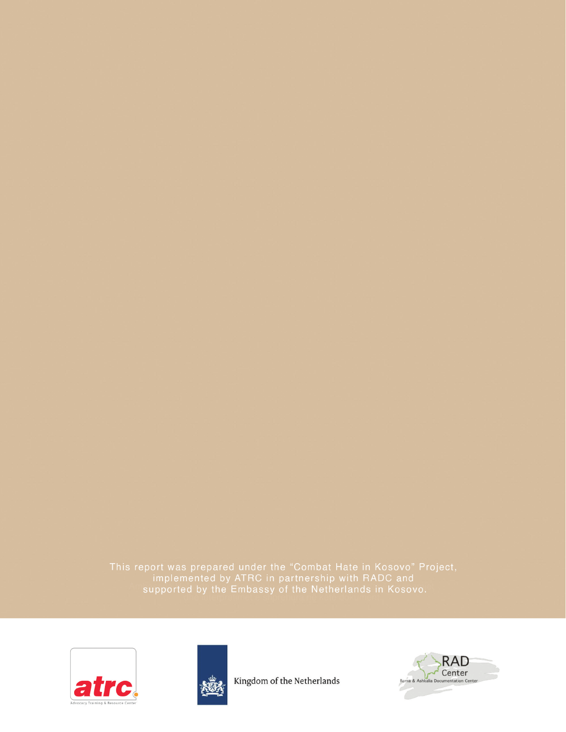This report was prepared under the "Combat Hate in Kosovo" Project, implemented by ATRC in partnership with RADC and supported by the Embassy of the Netherlands in Kosovo.

atrc

Advocacy Training & Resource Center

Kingdom of the Netherlands

RAD Center

Roma & Ashkalia Documentation Center